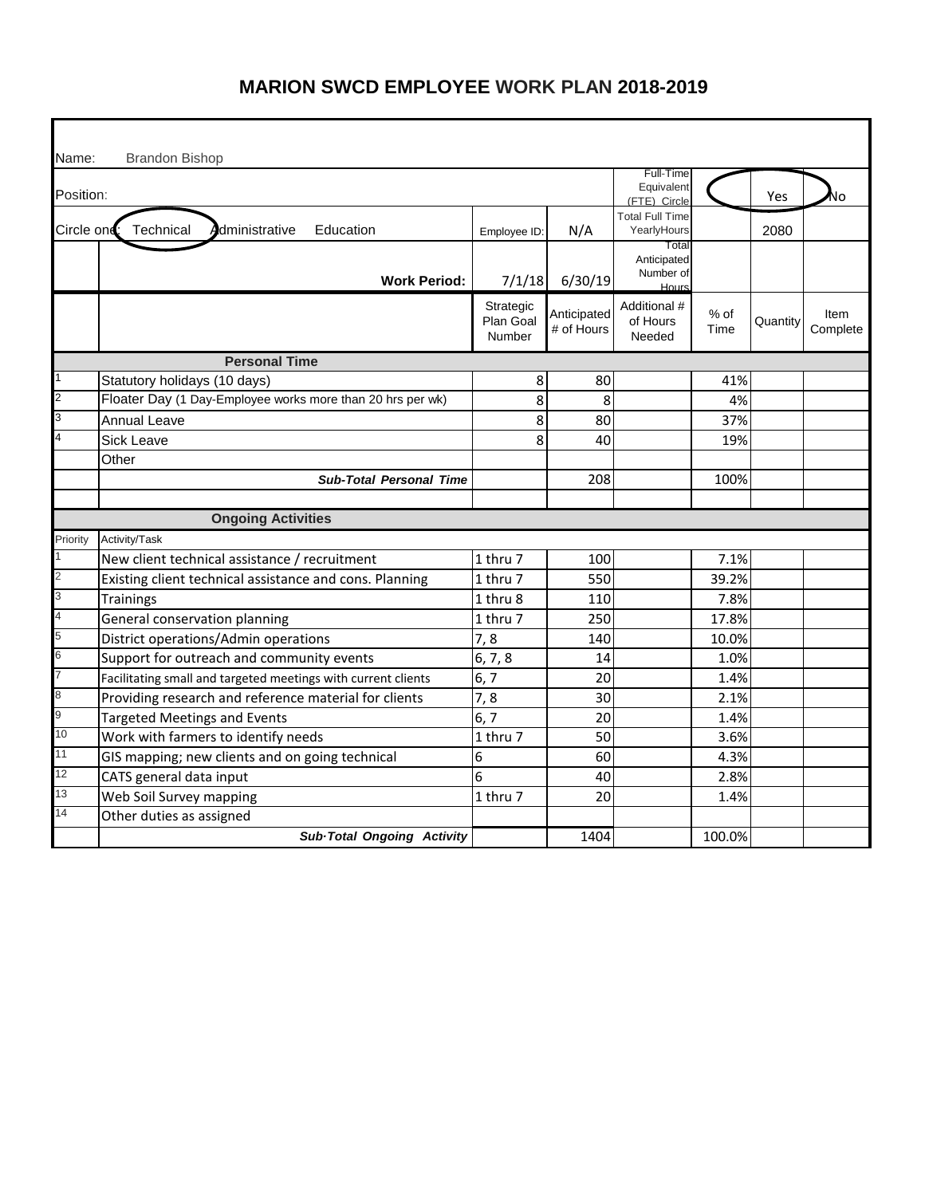# MARION SWCD EMPLOYEE WORK PLAN 2018-2019

Name: Brandon Bishop

Position:

Circle one: Technical (circled) Administrative Education

| | | Employee ID: | N/A | Full-Time Equivalent (FTE) Circle | | Yes (circled) | No |
|---|---|---|---|---|---|---|---|
| | | | | Total Full Time YearlyHours | | 2080 | |
| | **Work Period:** | 7/1/18 | 6/30/19 | Total Anticipated Number of Hours | | | |
| | | Strategic Plan Goal Number | Anticipated # of Hours | Additional # of Hours Needed | % of Time | Quantity | Item Complete |
| | **Personal Time** | | | | | | |
| 1 | Statutory holidays (10 days) | 8 | 80 | | 41% | | |
| 2 | Floater Day (1 Day-Employee works more than 20 hrs per wk) | 8 | 8 | | 4% | | |
| 3 | Annual Leave | 8 | 80 | | 37% | | |
| 4 | Sick Leave | 8 | 40 | | 19% | | |
| | Other | | | | | | |
| | ***Sub-Total Personal Time*** | | 208 | | 100% | | |
| | | | | | | | |
| | **Ongoing Activities** | | | | | | |
| Priority | Activity/Task | | | | | | |
| 1 | New client technical assistance / recruitment | 1 thru 7 | 100 | | 7.1% | | |
| 2 | Existing client technical assistance and cons. Planning | 1 thru 7 | 550 | | 39.2% | | |
| 3 | Trainings | 1 thru 8 | 110 | | 7.8% | | |
| 4 | General conservation planning | 1 thru 7 | 250 | | 17.8% | | |
| 5 | District operations/Admin operations | 7, 8 | 140 | | 10.0% | | |
| 6 | Support for outreach and community events | 6, 7, 8 | 14 | | 1.0% | | |
| 7 | Facilitating small and targeted meetings with current clients | 6, 7 | 20 | | 1.4% | | |
| 8 | Providing research and reference material for clients | 7, 8 | 30 | | 2.1% | | |
| 9 | Targeted Meetings and Events | 6, 7 | 20 | | 1.4% | | |
| 10 | Work with farmers to identify needs | 1 thru 7 | 50 | | 3.6% | | |
| 11 | GIS mapping; new clients and on going technical | 6 | 60 | | 4.3% | | |
| 12 | CATS general data input | 6 | 40 | | 2.8% | | |
| 13 | Web Soil Survey mapping | 1 thru 7 | 20 | | 1.4% | | |
| 14 | Other duties as assigned | | | | | | |
| | ***Sub·Total Ongoing Activity*** | | 1404 | | 100.0% | | |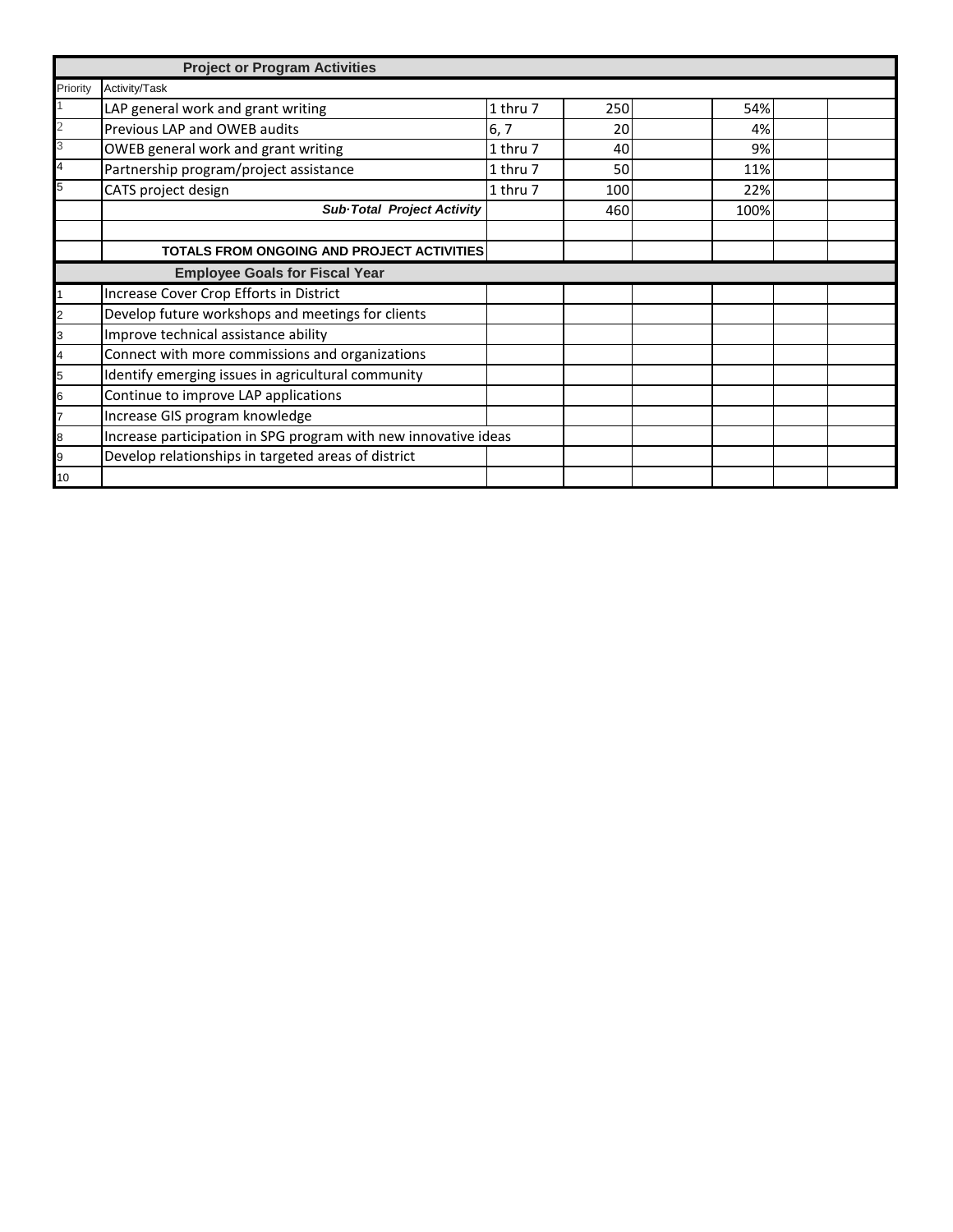| Project or Program Activities | | | | | | | |
|---|---|---|---|---|---|---|---|
| Priority | Activity/Task | | | | | | |
| 1 | LAP general work and grant writing | 1 thru 7 | 250 | | 54% | | |
| 2 | Previous LAP and OWEB audits | 6, 7 | 20 | | 4% | | |
| 3 | OWEB general work and grant writing | 1 thru 7 | 40 | | 9% | | |
| 4 | Partnership program/project assistance | 1 thru 7 | 50 | | 11% | | |
| 5 | CATS project design | 1 thru 7 | 100 | | 22% | | |
| | ***Sub·Total Project Activity*** | | 460 | | 100% | | |
| | | | | | | | |
| | **TOTALS FROM ONGOING AND PROJECT ACTIVITIES** | | | | | | |

| Employee Goals for Fiscal Year | | | | | | | |
|---|---|---|---|---|---|---|---|
| 1 | Increase Cover Crop Efforts in District | | | | | | |
| 2 | Develop future workshops and meetings for clients | | | | | | |
| 3 | Improve technical assistance ability | | | | | | |
| 4 | Connect with more commissions and organizations | | | | | | |
| 5 | Identify emerging issues in agricultural community | | | | | | |
| 6 | Continue to improve LAP applications | | | | | | |
| 7 | Increase GIS program knowledge | | | | | | |
| 8 | Increase participation in SPG program with new innovative ideas | | | | | | |
| 9 | Develop relationships in targeted areas of district | | | | | | |
| 10 | | | | | | | |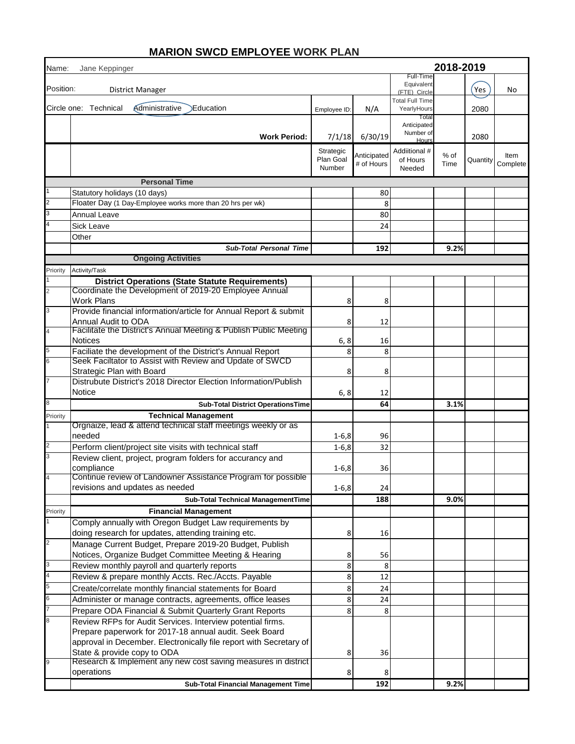# MARION SWCD EMPLOYEE WORK PLAN

| Name: Jane Keppinger | | | | 2018-2019 | | | |
|---|---|---|---|---|---|---|---|
| Position: | District Manager | | | Full-Time Equivalent (FTE) Circle | | Yes (circled) | No |
| Circle one: Technical Administrative (circled) Education | | Employee ID: | N/A | Total Full Time YearlyHours | | 2080 | |
| | **Work Period:** | 7/1/18 | 6/30/19 | Total Anticipated Number of Hours | | 2080 | |
| | | Strategic Plan Goal Number | Anticipated # of Hours | Addiitional # of Hours Needed | % of Time | Quantity | Item Complete |
| | **Personal Time** | | | | | | |
| 1 | Statutory holidays (10 days) | | 80 | | | | |
| 2 | Floater Day (1 Day-Employee works more than 20 hrs per wk) | | 8 | | | | |
| 3 | Annual Leave | | 80 | | | | |
| 4 | Sick Leave | | 24 | | | | |
| | Other | | | | | | |
| | ***Sub-Total Personal Time*** | | **192** | | **9.2%** | | |
| | **Ongoing Activities** | | | | | | |
| Priority | Activity/Task | | | | | | |
| 1 | **District Operations (State Statute Requirements)** | | | | | | |
| 2 | Coordinate the Development of 2019-20 Employee Annual Work Plans | 8 | 8 | | | | |
| 3 | Provide financial information/article for Annual Report & submit Annual Audit to ODA | 8 | 12 | | | | |
| 4 | Facilitate the District's Annual Meeting & Publish Public Meeting Notices | 6, 8 | 16 | | | | |
| 5 | Faciliate the development of the District's Annual Report | 8 | 8 | | | | |
| 6 | Seek Faciltator to Assist with Review and Update of SWCD Strategic Plan with Board | 8 | 8 | | | | |
| 7 | Distrubute District's 2018 Director Election Information/Publish Notice | 6, 8 | 12 | | | | |
| 8 | **Sub-Total District OperationsTime** | | **64** | | **3.1%** | | |
| Priority | **Technical Management** | | | | | | |
| 1 | Orgnaize, lead & attend technical staff meetings weekly or as needed | 1-6,8 | 96 | | | | |
| 2 | Perform client/project site visits with technical staff | 1-6,8 | 32 | | | | |
| 3 | Review client, project, program folders for accurancy and compliance | 1-6,8 | 36 | | | | |
| 4 | Continue review of Landowner Assistance Program for possible revisions and updates as needed | 1-6,8 | 24 | | | | |
| | **Sub-Total Technical ManagementTime** | | **188** | | **9.0%** | | |
| Priority | **Financial Management** | | | | | | |
| 1 | Comply annually with Oregon Budget Law requirements by doing research for updates, attending training etc. | 8 | 16 | | | | |
| 2 | Manage Current Budget, Prepare 2019-20 Budget, Publish Notices, Organize Budget Committee Meeting & Hearing | 8 | 56 | | | | |
| 3 | Review monthly payroll and quarterly reports | 8 | 8 | | | | |
| 4 | Review & prepare monthly Accts. Rec./Accts. Payable | 8 | 12 | | | | |
| 5 | Create/correlate monthly financial statements for Board | 8 | 24 | | | | |
| 6 | Administer or manage contracts, agreements, office leases | 8 | 24 | | | | |
| 7 | Prepare ODA Financial & Submit Quarterly Grant Reports | 8 | 8 | | | | |
| 8 | Review RFPs for Audit Services. Interview potential firms. Prepare paperwork for 2017-18 annual audit. Seek Board approval in December. Electronically file report with Secretary of State & provide copy to ODA | 8 | 36 | | | | |
| 9 | Research & Implement any new cost saving measures in district operations | 8 | 8 | | | | |
| | **Sub-Total Financial Management Time** | | **192** | | **9.2%** | | |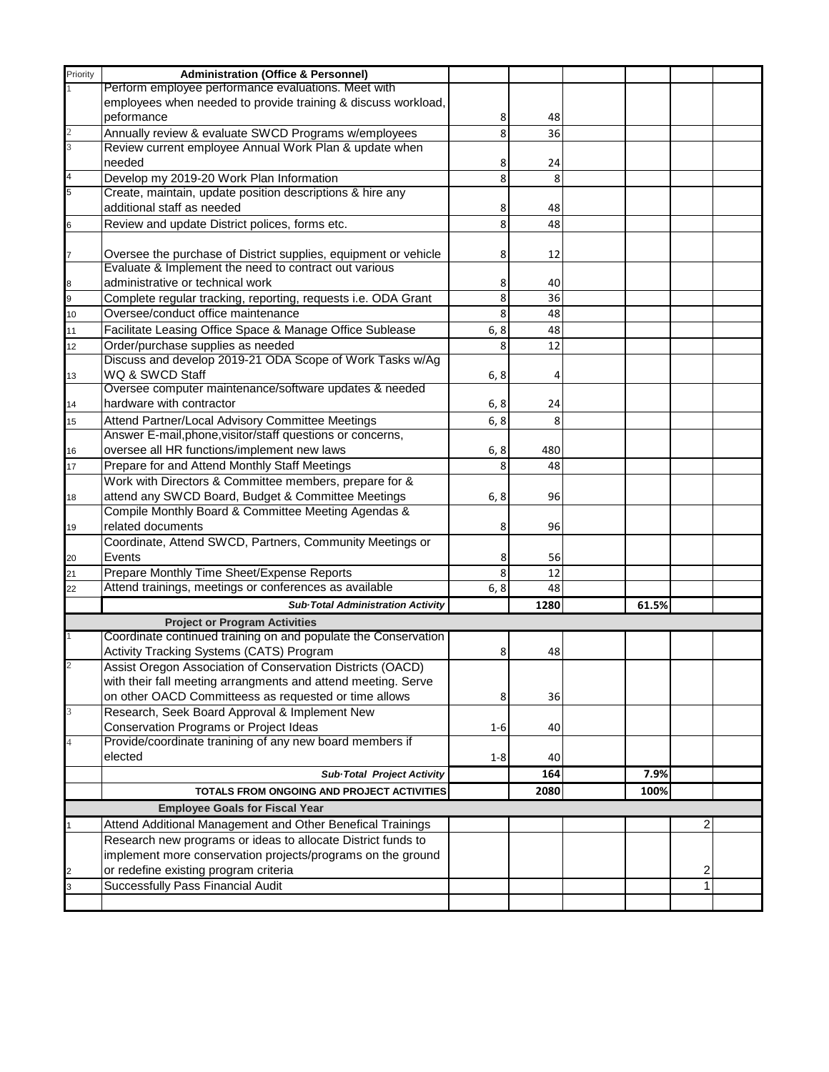| Priority | Administration (Office & Personnel) | | | | | | |
|---|---|---|---|---|---|---|---|
| 1 | Perform employee performance evaluations. Meet with employees when needed to provide training & discuss workload, peformance | 8 | 48 | | | | |
| 2 | Annually review & evaluate SWCD Programs w/employees | 8 | 36 | | | | |
| 3 | Review current employee Annual Work Plan & update when needed | 8 | 24 | | | | |
| 4 | Develop my 2019-20 Work Plan Information | 8 | 8 | | | | |
| 5 | Create, maintain, update position descriptions & hire any additional staff as needed | 8 | 48 | | | | |
| 6 | Review and update District polices, forms etc. | 8 | 48 | | | | |
| 7 | Oversee the purchase of District supplies, equipment or vehicle | 8 | 12 | | | | |
| 8 | Evaluate & Implement the need to contract out various administrative or technical work | 8 | 40 | | | | |
| 9 | Complete regular tracking, reporting, requests i.e. ODA Grant | 8 | 36 | | | | |
| 10 | Oversee/conduct office maintenance | 8 | 48 | | | | |
| 11 | Facilitate Leasing Office Space & Manage Office Sublease | 6, 8 | 48 | | | | |
| 12 | Order/purchase supplies as needed | 8 | 12 | | | | |
| 13 | Discuss and develop 2019-21 ODA Scope of Work Tasks w/Ag WQ & SWCD Staff | 6, 8 | 4 | | | | |
| 14 | Oversee computer maintenance/software updates & needed hardware with contractor | 6, 8 | 24 | | | | |
| 15 | Attend Partner/Local Advisory Committee Meetings | 6, 8 | 8 | | | | |
| 16 | Answer E-mail,phone,visitor/staff questions or concerns, oversee all HR functions/implement new laws | 6, 8 | 480 | | | | |
| 17 | Prepare for and Attend Monthly Staff Meetings | 8 | 48 | | | | |
| 18 | Work with Directors & Committee members, prepare for & attend any SWCD Board, Budget & Committee Meetings | 6, 8 | 96 | | | | |
| 19 | Compile Monthly Board & Committee Meeting Agendas & related documents | 8 | 96 | | | | |
| 20 | Coordinate, Attend SWCD, Partners, Community Meetings or Events | 8 | 56 | | | | |
| 21 | Prepare Monthly Time Sheet/Expense Reports | 8 | 12 | | | | |
| 22 | Attend trainings, meetings or conferences as available | 6, 8 | 48 | | | | |
| | ***Sub·Total Administration Activity*** | | **1280** | | **61.5%** | | |
| | **Project or Program Activities** | | | | | | |
| 1 | Coordinate continued training on and populate the Conservation Activity Tracking Systems (CATS) Program | 8 | 48 | | | | |
| 2 | Assist Oregon Association of Conservation Districts (OACD) with their fall meeting arrangments and attend meeting. Serve on other OACD Committeess as requested or time allows | 8 | 36 | | | | |
| 3 | Research, Seek Board Approval & Implement New Conservation Programs or Project Ideas | 1-6 | 40 | | | | |
| 4 | Provide/coordinate tranining of any new board members if elected | 1-8 | 40 | | | | |
| | ***Sub·Total Project Activity*** | | **164** | | **7.9%** | | |
| | **TOTALS FROM ONGOING AND PROJECT ACTIVITIES** | | **2080** | | **100%** | | |
| | **Employee Goals for Fiscal Year** | | | | | | |
| 1 | Attend Additional Management and Other Benefical Trainings | | | | | 2 | |
| 2 | Research new programs or ideas to allocate District funds to implement more conservation projects/programs on the ground or redefine existing program criteria | | | | | 2 | |
| 3 | Successfully Pass Financial Audit | | | | | 1 | |
| | | | | | | | |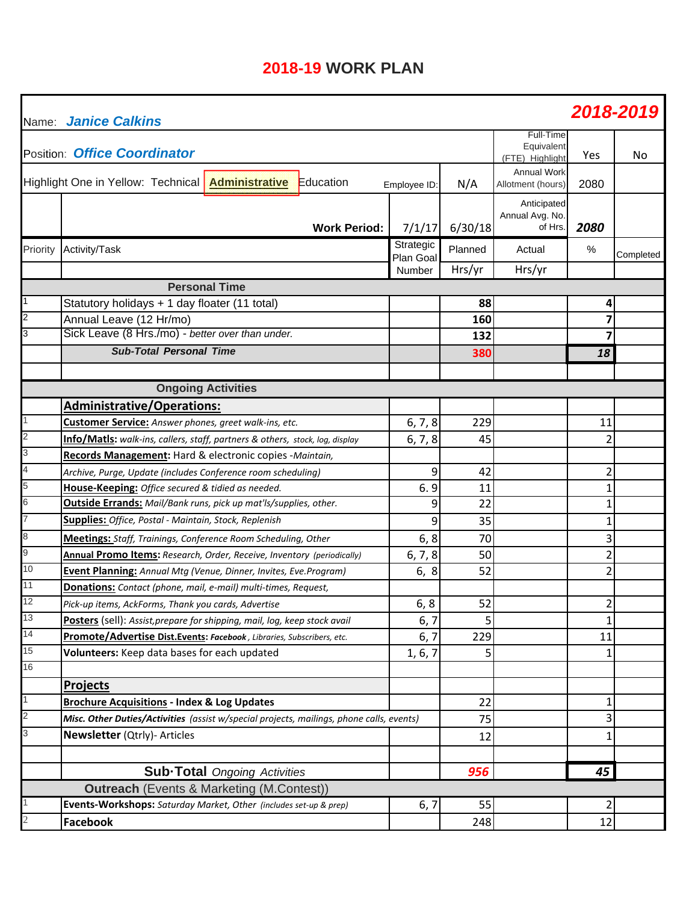# 2018-19 WORK PLAN

| | | | | | | |
|---|---|---|---|---|---|---|
| Name: ***Janice Calkins*** | | | | | **2018-2019** | |
| Position: ***Office Coordinator*** | | | | Full-Time Equivalent (FTE) Highlight | Yes | No |
| Highlight One in Yellow: Technical **Administrative** Education | | Employee ID: | N/A | Annual Work Allotment (hours) | 2080 | |
| | **Work Period:** | 7/1/17 | 6/30/18 | Anticipated Annual Avg. No. of Hrs. | ***2080*** | |
| Priority | Activity/Task | Strategic Plan Goal Number | Planned Hrs/yr | Actual Hrs/yr | % | Completed |
| | **Personal Time** | | | | | |
| 1 | Statutory holidays + 1 day floater (11 total) | | **88** | | **4** | |
| 2 | Annual Leave (12 Hr/mo) | | **160** | | **7** | |
| 3 | Sick Leave (8 Hrs./mo) - *better over than under.* | | **132** | | **7** | |
| | ***Sub-Total Personal Time*** | | **380** | | ***18*** | |
| | | | | | | |
| | **Ongoing Activities** | | | | | |
| | **Administrative/Operations:** | | | | | |
| 1 | **Customer Service:** *Answer phones, greet walk-ins, etc.* | 6, 7, 8 | 229 | | 11 | |
| 2 | **Info/Matls:** *walk-ins, callers, staff, partners & others, stock, log, display* | 6, 7, 8 | 45 | | 2 | |
| 3 | **Records Management:** Hard & electronic copies -*Maintain,* | | | | | |
| 4 | *Archive, Purge, Update (includes Conference room scheduling)* | 9 | 42 | | 2 | |
| 5 | **House-Keeping:** *Office secured & tidied as needed.* | 6. 9 | 11 | | 1 | |
| 6 | **Outside Errands:** *Mail/Bank runs, pick up mat'ls/supplies, other.* | 9 | 22 | | 1 | |
| 7 | **Supplies:** *Office, Postal - Maintain, Stock, Replenish* | 9 | 35 | | 1 | |
| 8 | **Meetings:** *Staff, Trainings, Conference Room Scheduling, Other* | 6, 8 | 70 | | 3 | |
| 9 | **Annual Promo Items:** *Research, Order, Receive, Inventory (periodically)* | 6, 7, 8 | 50 | | 2 | |
| 10 | **Event Planning:** *Annual Mtg (Venue, Dinner, Invites, Eve.Program)* | 6, 8 | 52 | | 2 | |
| 11 | **Donations:** *Contact (phone, mail, e-mail) multi-times, Request,* | | | | | |
| 12 | *Pick-up items, AckForms, Thank you cards, Advertise* | 6, 8 | 52 | | 2 | |
| 13 | **Posters** (sell): *Assist,prepare for shipping, mail, log, keep stock avail* | 6, 7 | 5 | | 1 | |
| 14 | **Promote/Advertise Dist.Events:** ***Facebook*** *, Libraries, Subscribers, etc.* | 6, 7 | 229 | | 11 | |
| 15 | **Volunteers:** Keep data bases for each updated | 1, 6, 7 | 5 | | 1 | |
| 16 | | | | | | |
| | **Projects** | | | | | |
| 1 | **Brochure Acquisitions - Index & Log Updates** | | 22 | | 1 | |
| 2 | ***Misc. Other Duties/Activities*** *(assist w/special projects, mailings, phone calls, events)* | | 75 | | 3 | |
| 3 | **Newsletter** (Qtrly)- Articles | | 12 | | 1 | |
| | | | | | | |
| | **Sub-Total** *Ongoing Activities* | | ***956*** | | ***45*** | |
| | **Outreach** (Events & Marketing (M.Contest)) | | | | | |
| 1 | **Events-Workshops:** *Saturday Market, Other (includes set-up & prep)* | 6, 7 | 55 | | 2 | |
| 2 | **Facebook** | | 248 | | 12 | |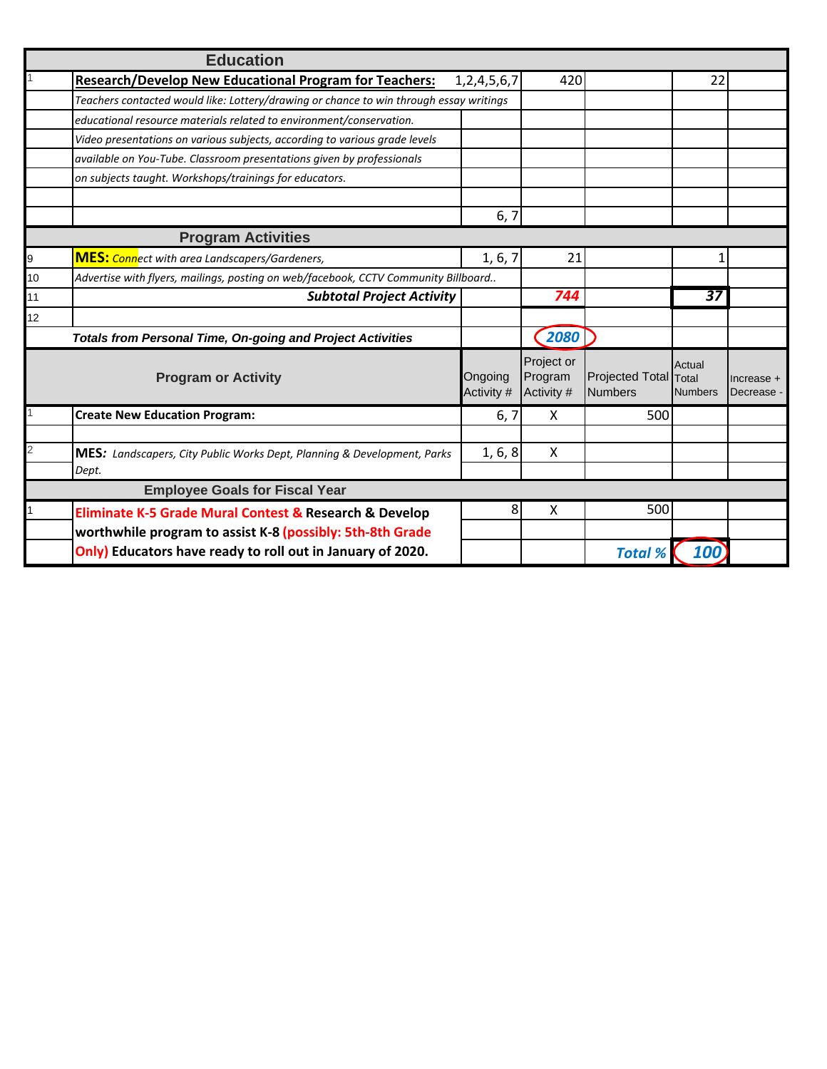| | Education | | | | | |
|---|---|---|---|---|---|---|
| 1 | **Research/Develop New Educational Program for Teachers:** | 1,2,4,5,6,7 | 420 | | 22 | |
| | *Teachers contacted would like: Lottery/drawing or chance to win through essay writings* | | | | | |
| | *educational resource materials related to environment/conservation.* | | | | | |
| | *Video presentations on various subjects, according to various grade levels* | | | | | |
| | *available on You-Tube. Classroom presentations given by professionals* | | | | | |
| | *on subjects taught. Workshops/trainings for educators.* | | | | | |
| | | | | | | |
| | | 6, 7 | | | | |
| | **Program Activities** | | | | | |
| 9 | **MES:** *Connect with area Landscapers/Gardeners,* | 1, 6, 7 | 21 | | 1 | |
| 10 | *Advertise with flyers, mailings, posting on web/facebook, CCTV Community Billboard..* | | | | | |
| 11 | ***Subtotal Project Activity*** | | ***744*** | | ***37*** | |
| 12 | | | | | | |
| | ***Totals from Personal Time, On-going and Project Activities*** | | ***2080*** | | | |
| | **Program or Activity** | Ongoing Activity # | Project or Program Activity # | Projected Total Numbers | Actual Total Numbers | Increase + Decrease - |
| 1 | **Create New Education Program:** | 6, 7 | X | 500 | | |
| | | | | | | |
| 2 | **MES:** *Landscapers, City Public Works Dept, Planning & Development, Parks Dept.* | 1, 6, 8 | X | | | |
| | **Employee Goals for Fiscal Year** | | | | | |
| 1 | **Eliminate K-5 Grade Mural Contest & Research & Develop worthwhile program to assist K-8 (possibly: 5th-8th Grade Only) Educators have ready to roll out in January of 2020.** | 8 | X | 500 | | |
| | | | | ***Total %*** | ***100*** | |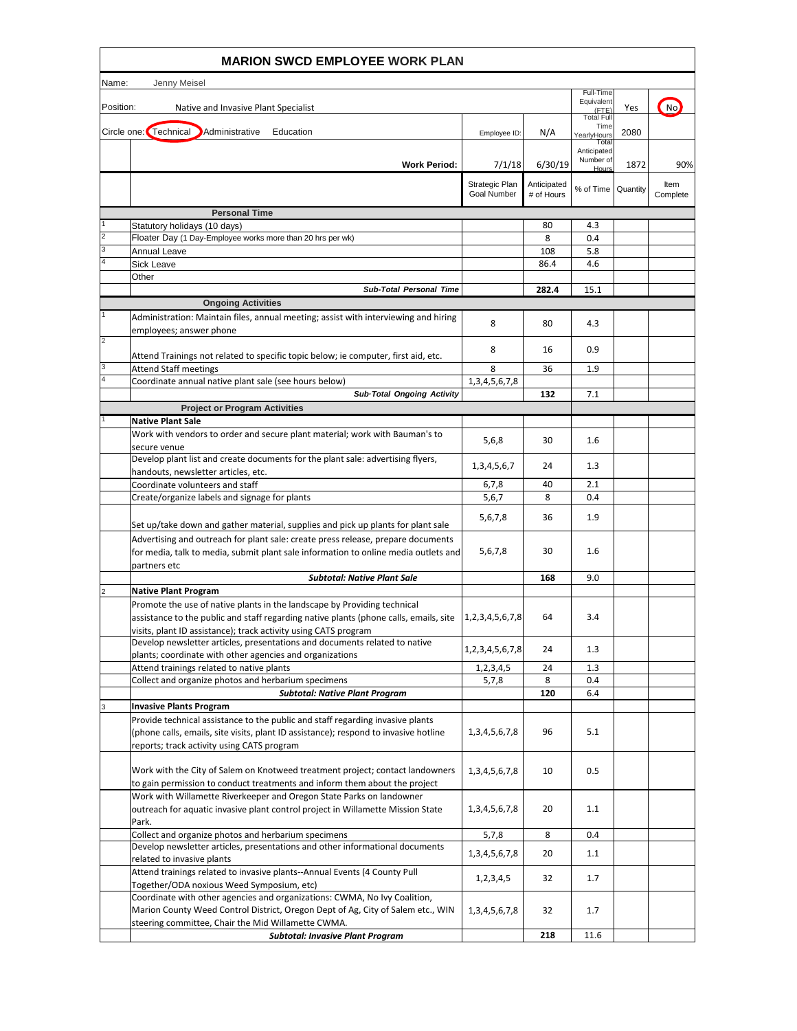# MARION SWCD EMPLOYEE WORK PLAN

Name: Jenny Meisel

Position: Native and Invasive Plant Specialist

Full-Time Equivalent (FTE): Yes / **No** (circled)

Circle one: **Technical** (circled) Administrative Education

Employee ID: N/A

Total Full Time Yearly Hours: 2080

Work Period: 7/1/18 – 6/30/19

Total Anticipated Number of Hours: 1872 — 90%

| | | Strategic Plan Goal Number | Anticipated # of Hours | % of Time | Quantity | Item Complete |
|---|---|---|---|---|---|---|
| | **Personal Time** | | | | | |
| 1 | Statutory holidays (10 days) | | 80 | 4.3 | | |
| 2 | Floater Day (1 Day-Employee works more than 20 hrs per wk) | | 8 | 0.4 | | |
| 3 | Annual Leave | | 108 | 5.8 | | |
| 4 | Sick Leave | | 86.4 | 4.6 | | |
| | Other | | | | | |
| | ***Sub-Total Personal Time*** | | **282.4** | 15.1 | | |
| | **Ongoing Activities** | | | | | |
| 1 | Administration: Maintain files, annual meeting; assist with interviewing and hiring employees; answer phone | 8 | 80 | 4.3 | | |
| 2 | Attend Trainings not related to specific topic below; ie computer, first aid, etc. | 8 | 16 | 0.9 | | |
| 3 | Attend Staff meetings | 8 | 36 | 1.9 | | |
| 4 | Coordinate annual native plant sale (see hours below) | 1,3,4,5,6,7,8 | | | | |
| | ***Sub-Total Ongoing Activity*** | | **132** | 7.1 | | |
| | **Project or Program Activities** | | | | | |
| 1 | **Native Plant Sale** | | | | | |
| | Work with vendors to order and secure plant material; work with Bauman's to secure venue | 5,6,8 | 30 | 1.6 | | |
| | Develop plant list and create documents for the plant sale: advertising flyers, handouts, newsletter articles, etc. | 1,3,4,5,6,7 | 24 | 1.3 | | |
| | Coordinate volunteers and staff | 6,7,8 | 40 | 2.1 | | |
| | Create/organize labels and signage for plants | 5,6,7 | 8 | 0.4 | | |
| | Set up/take down and gather material, supplies and pick up plants for plant sale | 5,6,7,8 | 36 | 1.9 | | |
| | Advertising and outreach for plant sale: create press release, prepare documents for media, talk to media, submit plant sale information to online media outlets and partners etc | 5,6,7,8 | 30 | 1.6 | | |
| | ***Subtotal: Native Plant Sale*** | | **168** | 9.0 | | |
| 2 | **Native Plant Program** | | | | | |
| | Promote the use of native plants in the landscape by Providing technical assistance to the public and staff regarding native plants (phone calls, emails, site visits, plant ID assistance); track activity using CATS program | 1,2,3,4,5,6,7,8 | 64 | 3.4 | | |
| | Develop newsletter articles, presentations and documents related to native plants; coordinate with other agencies and organizations | 1,2,3,4,5,6,7,8 | 24 | 1.3 | | |
| | Attend trainings related to native plants | 1,2,3,4,5 | 24 | 1.3 | | |
| | Collect and organize photos and herbarium specimens | 5,7,8 | 8 | 0.4 | | |
| | ***Subtotal: Native Plant Program*** | | **120** | 6.4 | | |
| 3 | **Invasive Plants Program** | | | | | |
| | Provide technical assistance to the public and staff regarding invasive plants (phone calls, emails, site visits, plant ID assistance); respond to invasive hotline reports; track activity using CATS program | 1,3,4,5,6,7,8 | 96 | 5.1 | | |
| | Work with the City of Salem on Knotweed treatment project; contact landowners to gain permission to conduct treatments and inform them about the project | 1,3,4,5,6,7,8 | 10 | 0.5 | | |
| | Work with Willamette Riverkeeper and Oregon State Parks on landowner outreach for aquatic invasive plant control project in Willamette Mission State Park. | 1,3,4,5,6,7,8 | 20 | 1.1 | | |
| | Collect and organize photos and herbarium specimens | 5,7,8 | 8 | 0.4 | | |
| | Develop newsletter articles, presentations and other informational documents related to invasive plants | 1,3,4,5,6,7,8 | 20 | 1.1 | | |
| | Attend trainings related to invasive plants--Annual Events (4 County Pull Together/ODA noxious Weed Symposium, etc) | 1,2,3,4,5 | 32 | 1.7 | | |
| | Coordinate with other agencies and organizations: CWMA, No Ivy Coalition, Marion County Weed Control District, Oregon Dept of Ag, City of Salem etc., WIN steering committee, Chair the Mid Willamette CWMA. | 1,3,4,5,6,7,8 | 32 | 1.7 | | |
| | ***Subtotal: Invasive Plant Program*** | | **218** | 11.6 | | |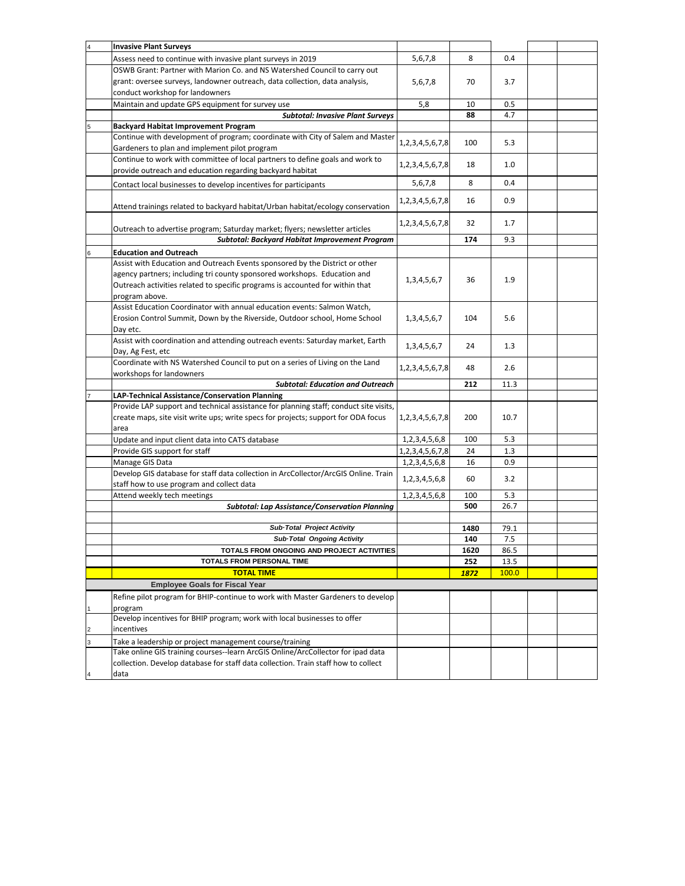| | | | | | | |
|---|---|---|---|---|---|---|
| 4 | **Invasive Plant Surveys** | | | | | |
| | Assess need to continue with invasive plant surveys in 2019 | 5,6,7,8 | 8 | 0.4 | | |
| | OSWB Grant: Partner with Marion Co. and NS Watershed Council to carry out grant: oversee surveys, landowner outreach, data collection, data analysis, conduct workshop for landowners | 5,6,7,8 | 70 | 3.7 | | |
| | Maintain and update GPS equipment for survey use | 5,8 | 10 | 0.5 | | |
| | ***Subtotal: Invasive Plant Surveys*** | | **88** | 4.7 | | |
| 5 | **Backyard Habitat Improvement Program** | | | | | |
| | Continue with development of program; coordinate with City of Salem and Master Gardeners to plan and implement pilot program | 1,2,3,4,5,6,7,8 | 100 | 5.3 | | |
| | Continue to work with committee of local partners to define goals and work to provide outreach and education regarding backyard habitat | 1,2,3,4,5,6,7,8 | 18 | 1.0 | | |
| | Contact local businesses to develop incentives for participants | 5,6,7,8 | 8 | 0.4 | | |
| | Attend trainings related to backyard habitat/Urban habitat/ecology conservation | 1,2,3,4,5,6,7,8 | 16 | 0.9 | | |
| | Outreach to advertise program; Saturday market; flyers; newsletter articles | 1,2,3,4,5,6,7,8 | 32 | 1.7 | | |
| | ***Subtotal: Backyard Habitat Improvement Program*** | | **174** | 9.3 | | |
| 6 | **Education and Outreach** | | | | | |
| | Assist with Education and Outreach Events sponsored by the District or other agency partners; including tri county sponsored workshops. Education and Outreach activities related to specific programs is accounted for within that program above. | 1,3,4,5,6,7 | 36 | 1.9 | | |
| | Assist Education Coordinator with annual education events: Salmon Watch, Erosion Control Summit, Down by the Riverside, Outdoor school, Home School Day etc. | 1,3,4,5,6,7 | 104 | 5.6 | | |
| | Assist with coordination and attending outreach events: Saturday market, Earth Day, Ag Fest, etc | 1,3,4,5,6,7 | 24 | 1.3 | | |
| | Coordinate with NS Watershed Council to put on a series of Living on the Land workshops for landowners | 1,2,3,4,5,6,7,8 | 48 | 2.6 | | |
| | ***Subtotal: Education and Outreach*** | | **212** | 11.3 | | |
| 7 | **LAP-Technical Assistance/Conservation Planning** | | | | | |
| | Provide LAP support and technical assistance for planning staff; conduct site visits, create maps, site visit write ups; write specs for projects; support for ODA focus area | 1,2,3,4,5,6,7,8 | 200 | 10.7 | | |
| | Update and input client data into CATS database | 1,2,3,4,5,6,8 | 100 | 5.3 | | |
| | Provide GIS support for staff | 1,2,3,4,5,6,7,8 | 24 | 1.3 | | |
| | Manage GIS Data | 1,2,3,4,5,6,8 | 16 | 0.9 | | |
| | Develop GIS database for staff data collection in ArcCollector/ArcGIS Online. Train staff how to use program and collect data | 1,2,3,4,5,6,8 | 60 | 3.2 | | |
| | Attend weekly tech meetings | 1,2,3,4,5,6,8 | 100 | 5.3 | | |
| | ***Subtotal: Lap Assistance/Conservation Planning*** | | **500** | 26.7 | | |
| | | | | | | |
| | ***Sub-Total Project Activity*** | | **1480** | 79.1 | | |
| | ***Sub-Total Ongoing Activity*** | | **140** | 7.5 | | |
| | **TOTALS FROM ONGOING AND PROJECT ACTIVITIES** | | **1620** | 86.5 | | |
| | **TOTALS FROM PERSONAL TIME** | | **252** | 13.5 | | |
| | **TOTAL TIME** | | ***1872*** | 100.0 | | |
| | **Employee Goals for Fiscal Year** | | | | | |
| 1 | Refine pilot program for BHIP-continue to work with Master Gardeners to develop program | | | | | |
| 2 | Develop incentives for BHIP program; work with local businesses to offer incentives | | | | | |
| 3 | Take a leadership or project management course/training | | | | | |
| 4 | Take online GIS training courses--learn ArcGIS Online/ArcCollector for ipad data collection. Develop database for staff data collection. Train staff how to collect data | | | | | |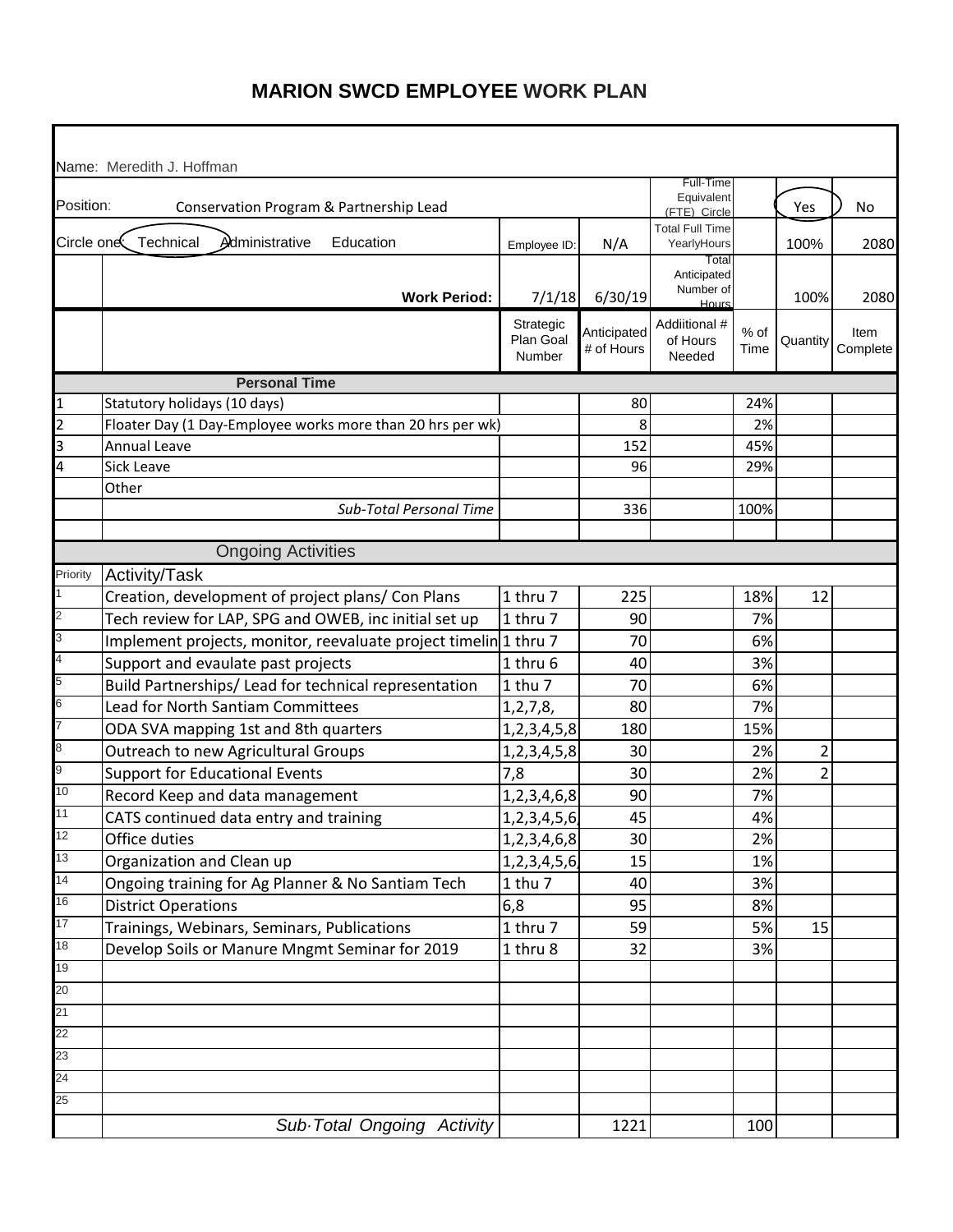# MARION SWCD EMPLOYEE WORK PLAN

Name: Meredith J. Hoffman

Position: Conservation Program & Partnership Lead

Circle one: **Technical** (circled) Administrative Education

Employee ID: N/A

| | | | | | | | |
|---|---|---|---|---|---|---|---|
| | | | | Full-Time Equivalent (FTE) Circle | | Yes (circled) | No |
| | | | | Total Full Time YearlyHours | | 100% | 2080 |
| | **Work Period:** | 7/1/18 | 6/30/19 | Total Anticipated Number of Hours | | 100% | 2080 |
| | | Strategic Plan Goal Number | Anticipated # of Hours | Addiitional # of Hours Needed | % of Time | Quantity | Item Complete |
| | **Personal Time** | | | | | | |
| 1 | Statutory holidays (10 days) | | 80 | | 24% | | |
| 2 | Floater Day (1 Day-Employee works more than 20 hrs per wk) | | 8 | | 2% | | |
| 3 | Annual Leave | | 152 | | 45% | | |
| 4 | Sick Leave | | 96 | | 29% | | |
| | Other | | | | | | |
| | *Sub-Total Personal Time* | | 336 | | 100% | | |
| | | | | | | | |
| | Ongoing Activities | | | | | | |
| Priority | Activity/Task | | | | | | |
| 1 | Creation, development of project plans/ Con Plans | 1 thru 7 | 225 | | 18% | 12 | |
| 2 | Tech review for LAP, SPG and OWEB, inc initial set up | 1 thru 7 | 90 | | 7% | | |
| 3 | Implement projects, monitor, reevaluate project timelin | 1 thru 7 | 70 | | 6% | | |
| 4 | Support and evaulate past projects | 1 thru 6 | 40 | | 3% | | |
| 5 | Build Partnerships/ Lead for technical representation | 1 thu 7 | 70 | | 6% | | |
| 6 | Lead for North Santiam Committees | 1,2,7,8, | 80 | | 7% | | |
| 7 | ODA SVA mapping 1st and 8th quarters | 1,2,3,4,5,8 | 180 | | 15% | | |
| 8 | Outreach to new Agricultural Groups | 1,2,3,4,5,8 | 30 | | 2% | 2 | |
| 9 | Support for Educational Events | 7,8 | 30 | | 2% | 2 | |
| 10 | Record Keep and data management | 1,2,3,4,6,8 | 90 | | 7% | | |
| 11 | CATS continued data entry and training | 1,2,3,4,5,6, | 45 | | 4% | | |
| 12 | Office duties | 1,2,3,4,6,8 | 30 | | 2% | | |
| 13 | Organization and Clean up | 1,2,3,4,5,6, | 15 | | 1% | | |
| 14 | Ongoing training for Ag Planner & No Santiam Tech | 1 thu 7 | 40 | | 3% | | |
| 16 | District Operations | 6,8 | 95 | | 8% | | |
| 17 | Trainings, Webinars, Seminars, Publications | 1 thru 7 | 59 | | 5% | 15 | |
| 18 | Develop Soils or Manure Mngmt Seminar for 2019 | 1 thru 8 | 32 | | 3% | | |
| 19 | | | | | | | |
| 20 | | | | | | | |
| 21 | | | | | | | |
| 22 | | | | | | | |
| 23 | | | | | | | |
| 24 | | | | | | | |
| 25 | | | | | | | |
| | *Sub-Total Ongoing Activity* | | 1221 | | 100 | | |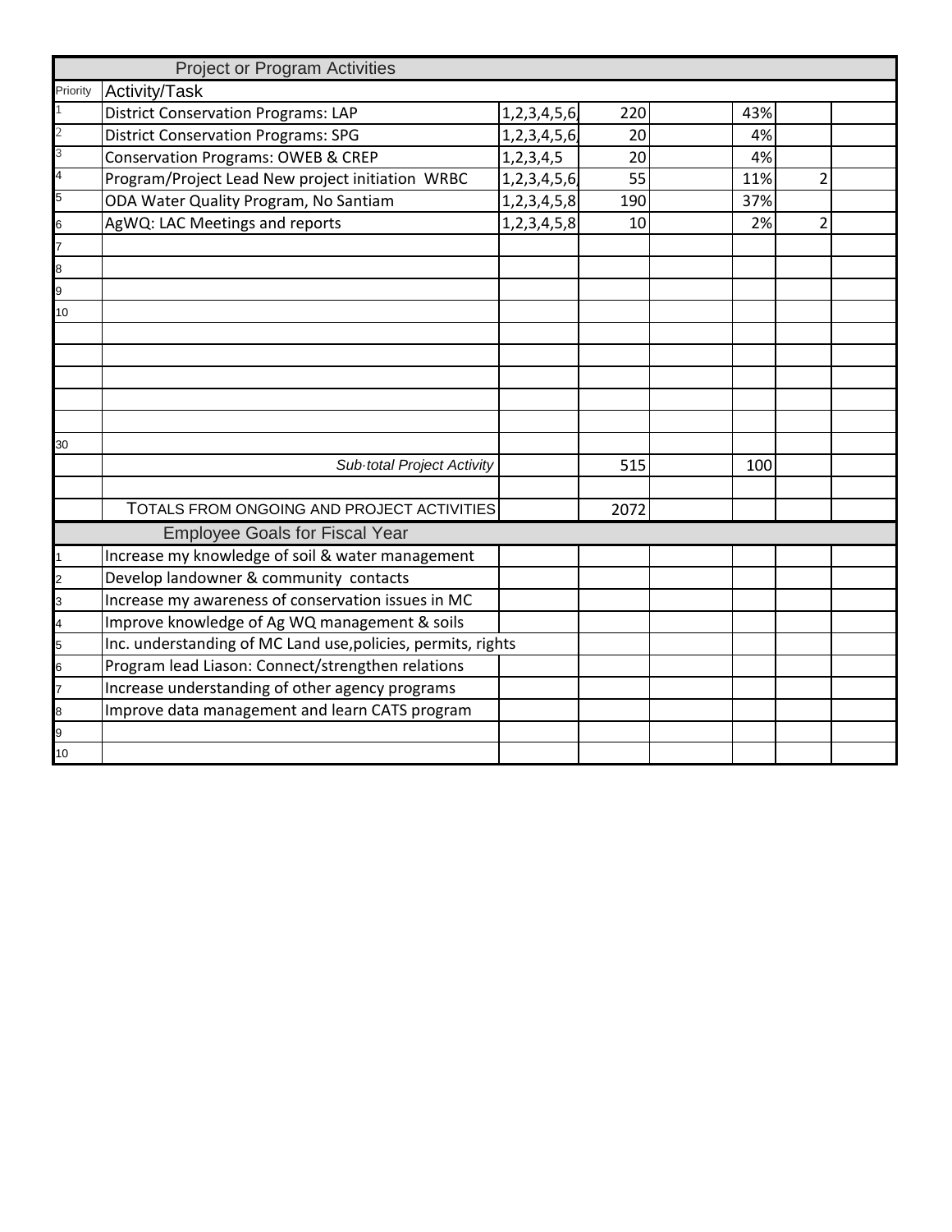| Project or Program Activities | | | | | | | |
|---|---|---|---|---|---|---|---|
| Priority | Activity/Task | | | | | | |
| 1 | District Conservation Programs: LAP | 1,2,3,4,5,6, | 220 | | 43% | | |
| 2 | District Conservation Programs: SPG | 1,2,3,4,5,6, | 20 | | 4% | | |
| 3 | Conservation Programs: OWEB & CREP | 1,2,3,4,5 | 20 | | 4% | | |
| 4 | Program/Project Lead New project initiation WRBC | 1,2,3,4,5,6, | 55 | | 11% | 2 | |
| 5 | ODA Water Quality Program, No Santiam | 1,2,3,4,5,8 | 190 | | 37% | | |
| 6 | AgWQ: LAC Meetings and reports | 1,2,3,4,5,8 | 10 | | 2% | 2 | |
| 7 | | | | | | | |
| 8 | | | | | | | |
| 9 | | | | | | | |
| 10 | | | | | | | |
| | | | | | | | |
| | | | | | | | |
| | | | | | | | |
| | | | | | | | |
| | | | | | | | |
| 30 | | | | | | | |
| | *Sub·total Project Activity* | | 515 | | 100 | | |
| | | | | | | | |
| | TOTALS FROM ONGOING AND PROJECT ACTIVITIES | | 2072 | | | | |

| Employee Goals for Fiscal Year | | | | | | | |
|---|---|---|---|---|---|---|---|
| 1 | Increase my knowledge of soil & water management | | | | | | |
| 2 | Develop landowner & community contacts | | | | | | |
| 3 | Increase my awareness of conservation issues in MC | | | | | | |
| 4 | Improve knowledge of Ag WQ management & soils | | | | | | |
| 5 | Inc. understanding of MC Land use,policies, permits, rights | | | | | | |
| 6 | Program lead Liason: Connect/strengthen relations | | | | | | |
| 7 | Increase understanding of other agency programs | | | | | | |
| 8 | Improve data management and learn CATS program | | | | | | |
| 9 | | | | | | | |
| 10 | | | | | | | |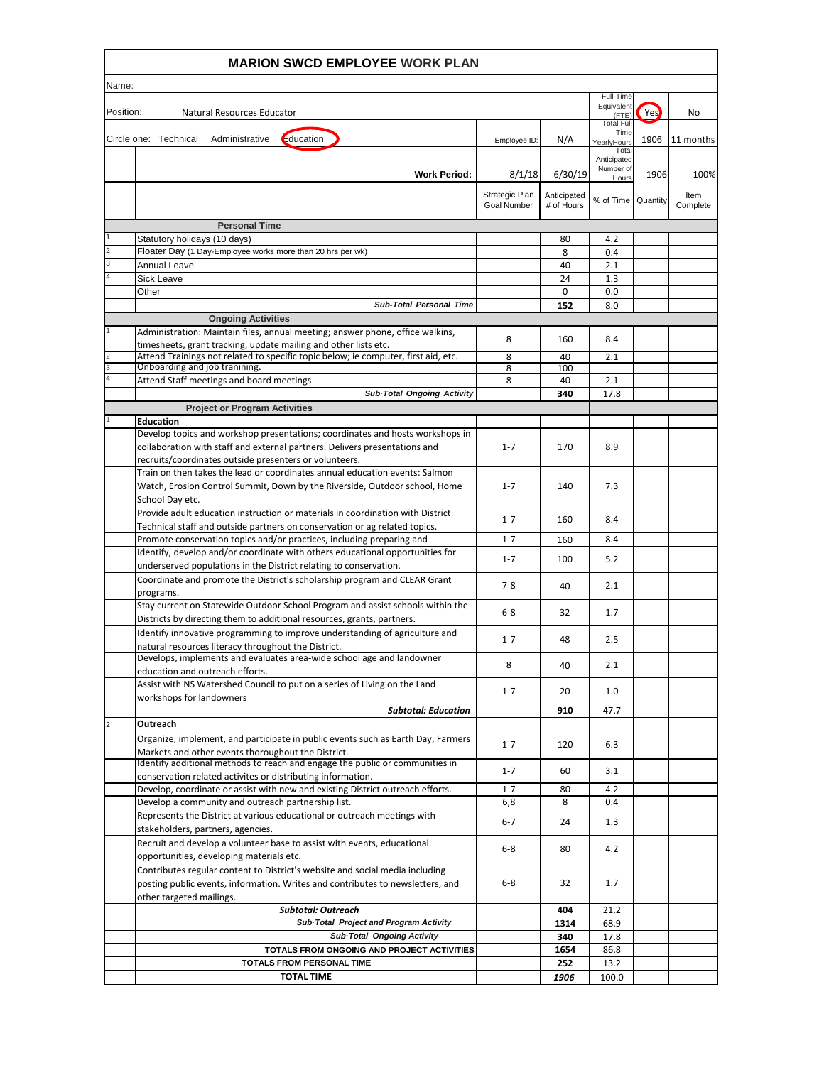# MARION SWCD EMPLOYEE WORK PLAN

Name:

| | Position: Natural Resources Educator | | | Full-Time Equivalent (FTE) | Yes (circled) | No |
|---|---|---|---|---|---|---|
| | Circle one: Technical Administrative **Education** (circled) | Employee ID: | N/A | Total Full Time YearlyHours | 1906 | 11 months |
| | **Work Period:** | 8/1/18 | 6/30/19 | Total Anticipated Number of Hours | 1906 | 100% |
| | | Strategic Plan Goal Number | Anticipated # of Hours | % of Time | Quantity | Item Complete |
| | **Personal Time** | | | | | |
| 1 | Statutory holidays (10 days) | | 80 | 4.2 | | |
| 2 | Floater Day (1 Day-Employee works more than 20 hrs per wk) | | 8 | 0.4 | | |
| 3 | Annual Leave | | 40 | 2.1 | | |
| 4 | Sick Leave | | 24 | 1.3 | | |
| | Other | | 0 | 0.0 | | |
| | ***Sub-Total Personal Time*** | | **152** | 8.0 | | |
| | **Ongoing Activities** | | | | | |
| 1 | Administration: Maintain files, annual meeting; answer phone, office walkins, timesheets, grant tracking, update mailing and other lists etc. | 8 | 160 | 8.4 | | |
| 2 | Attend Trainings not related to specific topic below; ie computer, first aid, etc. | 8 | 40 | 2.1 | | |
| 3 | Onboarding and job tranining. | 8 | 100 | | | |
| 4 | Attend Staff meetings and board meetings | 8 | 40 | 2.1 | | |
| | ***Sub-Total Ongoing Activity*** | | **340** | 17.8 | | |
| | **Project or Program Activities** | | | | | |
| 1 | **Education** | | | | | |
| | Develop topics and workshop presentations; coordinates and hosts workshops in collaboration with staff and external partners. Delivers presentations and recruits/coordinates outside presenters or volunteers. | 1-7 | 170 | 8.9 | | |
| | Train on then takes the lead or coordinates annual education events: Salmon Watch, Erosion Control Summit, Down by the Riverside, Outdoor school, Home School Day etc. | 1-7 | 140 | 7.3 | | |
| | Provide adult education instruction or materials in coordination with District Technical staff and outside partners on conservation or ag related topics. | 1-7 | 160 | 8.4 | | |
| | Promote conservation topics and/or practices, including preparing and | 1-7 | 160 | 8.4 | | |
| | Identify, develop and/or coordinate with others educational opportunities for underserved populations in the District relating to conservation. | 1-7 | 100 | 5.2 | | |
| | Coordinate and promote the District's scholarship program and CLEAR Grant programs. | 7-8 | 40 | 2.1 | | |
| | Stay current on Statewide Outdoor School Program and assist schools within the Districts by directing them to additional resources, grants, partners. | 6-8 | 32 | 1.7 | | |
| | Identify innovative programming to improve understanding of agriculture and natural resources literacy throughout the District. | 1-7 | 48 | 2.5 | | |
| | Develops, implements and evaluates area-wide school age and landowner education and outreach efforts. | 8 | 40 | 2.1 | | |
| | Assist with NS Watershed Council to put on a series of Living on the Land workshops for landowners | 1-7 | 20 | 1.0 | | |
| | ***Subtotal: Education*** | | **910** | 47.7 | | |
| 2 | **Outreach** | | | | | |
| | Organize, implement, and participate in public events such as Earth Day, Farmers Markets and other events thoroughout the District. | 1-7 | 120 | 6.3 | | |
| | Identify additional methods to reach and engage the public or communities in conservation related activites or distributing information. | 1-7 | 60 | 3.1 | | |
| | Develop, coordinate or assist with new and existing District outreach efforts. | 1-7 | 80 | 4.2 | | |
| | Develop a community and outreach partnership list. | 6,8 | 8 | 0.4 | | |
| | Represents the District at various educational or outreach meetings with stakeholders, partners, agencies. | 6-7 | 24 | 1.3 | | |
| | Recruit and develop a volunteer base to assist with events, educational opportunities, developing materials etc. | 6-8 | 80 | 4.2 | | |
| | Contributes regular content to District's website and social media including posting public events, information. Writes and contributes to newsletters, and other targeted mailings. | 6-8 | 32 | 1.7 | | |
| | ***Subtotal: Outreach*** | | **404** | 21.2 | | |
| | ***Sub-Total Project and Program Activity*** | | **1314** | 68.9 | | |
| | ***Sub-Total Ongoing Activity*** | | **340** | 17.8 | | |
| | **TOTALS FROM ONGOING AND PROJECT ACTIVITIES** | | **1654** | 86.8 | | |
| | **TOTALS FROM PERSONAL TIME** | | **252** | 13.2 | | |
| | **TOTAL TIME** | | ***1906*** | 100.0 | | |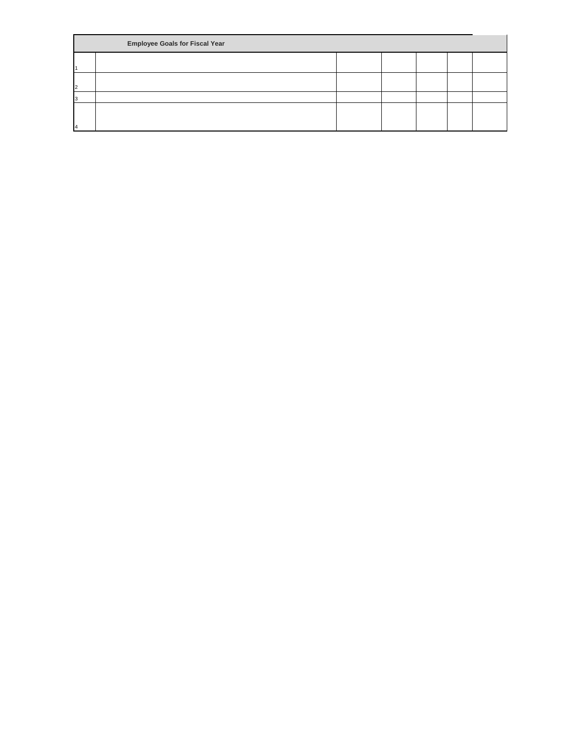| Employee Goals for Fiscal Year | | | | | | |
|---|---|---|---|---|---|---|
| 1 | | | | | | |
| 2 | | | | | | |
| 3 | | | | | | |
| 4 | | | | | | |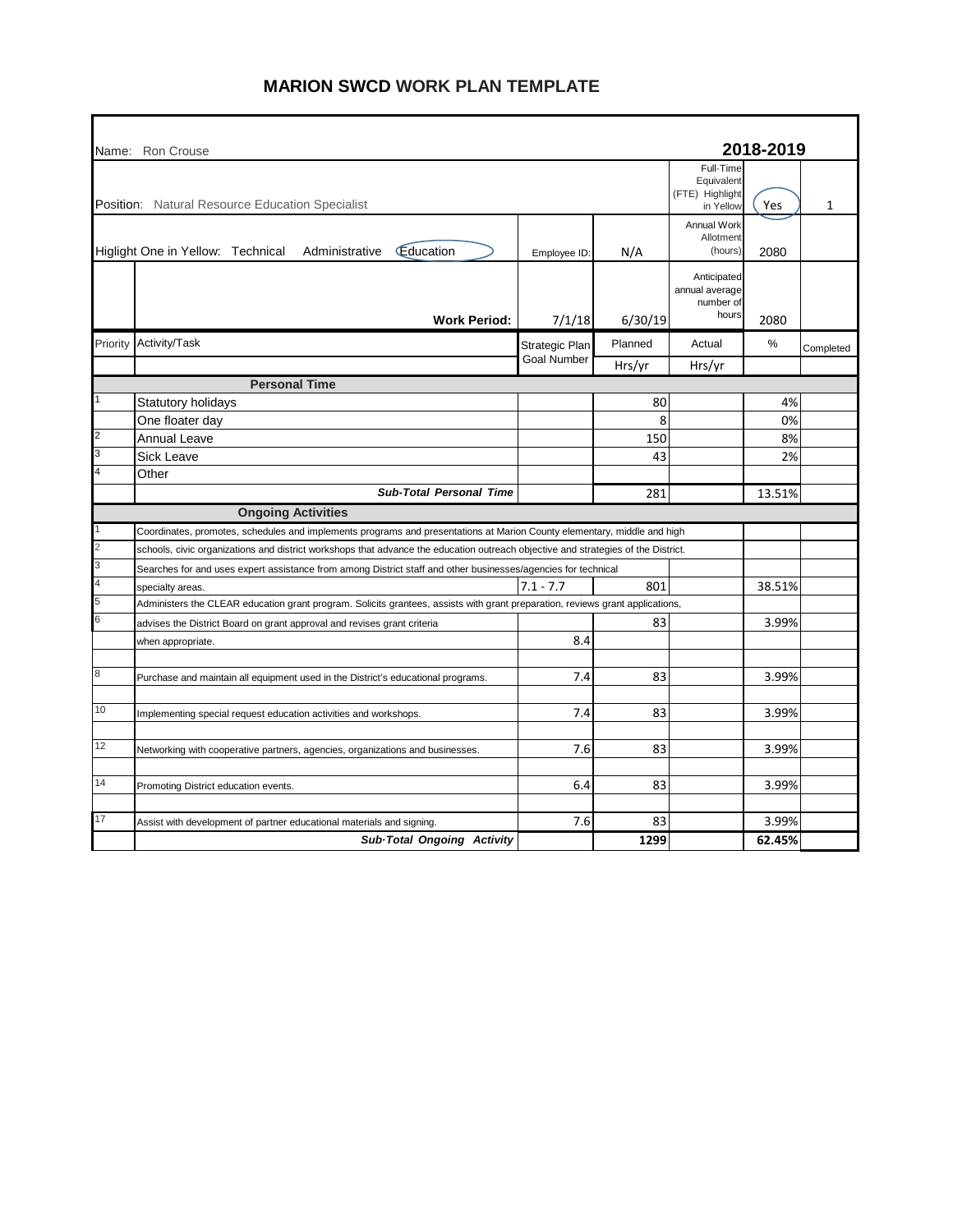# MARION SWCD WORK PLAN TEMPLATE

| | | | | | | |
|---|---|---|---|---|---|---|
| | Name: Ron Crouse | | | | **2018-2019** | |
| | Position: Natural Resource Education Specialist | | | Full-Time Equivalent (FTE) Highlight in Yellow | Yes | 1 |
| | Higlight One in Yellow: Technical Administrative Education | Employee ID: | N/A | Annual Work Allotment (hours) | 2080 | |
| | **Work Period:** | 7/1/18 | 6/30/19 | Anticipated annual average number of hours | 2080 | |
| Priority | Activity/Task | Strategic Plan Goal Number | Planned | Actual | % | Completed |
| | | | Hrs/yr | Hrs/yr | | |
| | **Personal Time** | | | | | |
| 1 | Statutory holidays | | 80 | | 4% | |
| | One floater day | | 8 | | 0% | |
| 2 | Annual Leave | | 150 | | 8% | |
| 3 | Sick Leave | | 43 | | 2% | |
| 4 | Other | | | | | |
| | ***Sub-Total Personal Time*** | | 281 | | 13.51% | |
| | **Ongoing Activities** | | | | | |
| 1 | Coordinates, promotes, schedules and implements programs and presentations at Marion County elementary, middle and high | | | | | |
| 2 | schools, civic organizations and district workshops that advance the education outreach objective and strategies of the District. | | | | | |
| 3 | Searches for and uses expert assistance from among District staff and other businesses/agencies for technical | | | | | |
| 4 | specialty areas. | 7.1 - 7.7 | 801 | | 38.51% | |
| 5 | Administers the CLEAR education grant program. Solicits grantees, assists with grant preparation, reviews grant applications, | | | | | |
| 6 | advises the District Board on grant approval and revises grant criteria | | 83 | | 3.99% | |
| | when appropriate. | 8.4 | | | | |
| | | | | | | |
| 8 | Purchase and maintain all equipment used in the District's educational programs. | 7.4 | 83 | | 3.99% | |
| | | | | | | |
| 10 | Implementing special request education activities and workshops. | 7.4 | 83 | | 3.99% | |
| | | | | | | |
| 12 | Networking with cooperative partners, agencies, organizations and businesses. | 7.6 | 83 | | 3.99% | |
| | | | | | | |
| 14 | Promoting District education events. | 6.4 | 83 | | 3.99% | |
| | | | | | | |
| 17 | Assist with development of partner educational materials and signing. | 7.6 | 83 | | 3.99% | |
| | ***Sub-Total Ongoing Activity*** | | **1299** | | **62.45%** | |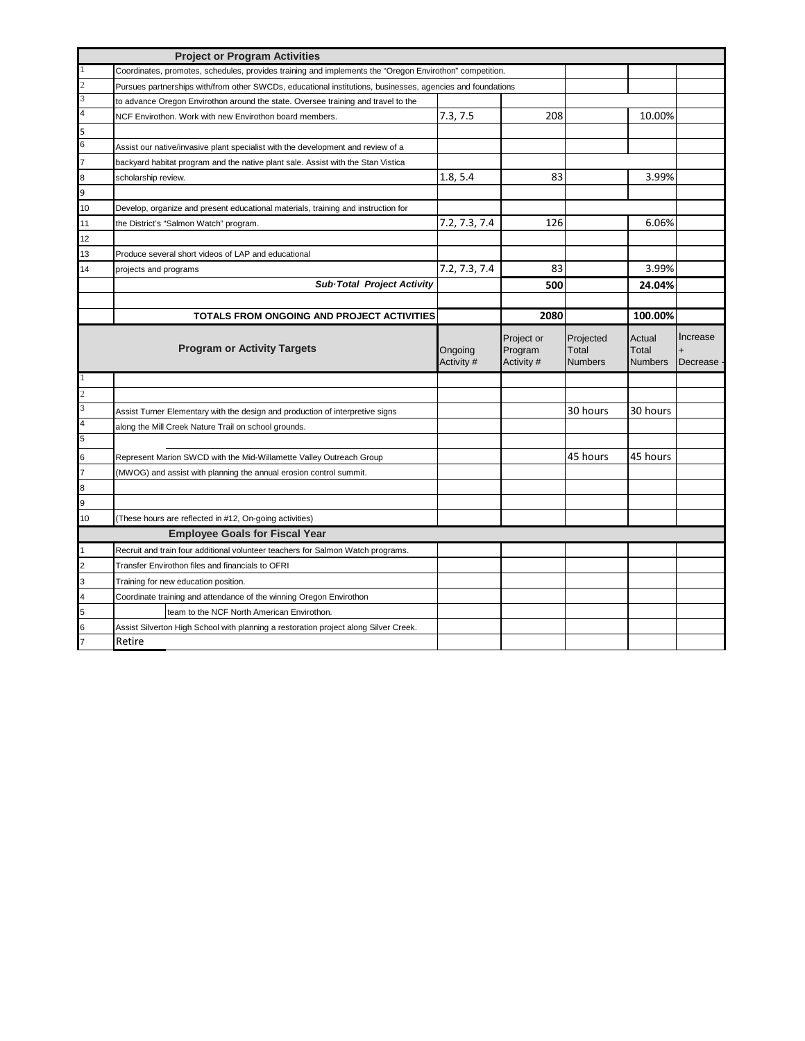| | Project or Program Activities | | | | | |
|---|---|---|---|---|---|---|
| 1 | Coordinates, promotes, schedules, provides training and implements the "Oregon Envirothon" competition. | | | | | |
| 2 | Pursues partnerships with/from other SWCDs, educational institutions, businesses, agencies and foundations | | | | | |
| 3 | to advance Oregon Envirothon around the state. Oversee training and travel to the | | | | | |
| 4 | NCF Envirothon. Work with new Envirothon board members. | 7.3, 7.5 | 208 | | 10.00% | |
| 5 | | | | | | |
| 6 | Assist our native/invasive plant specialist with the development and review of a | | | | | |
| 7 | backyard habitat program and the native plant sale. Assist with the Stan Vistica | | | | | |
| 8 | scholarship review. | 1.8, 5.4 | 83 | | 3.99% | |
| 9 | | | | | | |
| 10 | Develop, organize and present educational materials, training and instruction for | | | | | |
| 11 | the District's "Salmon Watch" program. | 7.2, 7.3, 7.4 | 126 | | 6.06% | |
| 12 | | | | | | |
| 13 | Produce several short videos of LAP and educational | | | | | |
| 14 | projects and programs | 7.2, 7.3, 7.4 | 83 | | 3.99% | |
| | ***Sub·Total Project Activity*** | | **500** | | **24.04%** | |
| | | | | | | |
| | **TOTALS FROM ONGOING AND PROJECT ACTIVITIES** | | **2080** | | **100.00%** | |
| | **Program or Activity Targets** | Ongoing Activity # | Project or Program Activity # | Projected Total Numbers | Actual Total Numbers | Increase + Decrease - |
| 1 | | | | | | |
| 2 | | | | | | |
| 3 | Assist Turner Elementary with the design and production of interpretive signs | | | 30 hours | 30 hours | |
| 4 | along the Mill Creek Nature Trail on school grounds. | | | | | |
| 5 | | | | | | |
| 6 | Represent Marion SWCD with the Mid-Willamette Valley Outreach Group | | | 45 hours | 45 hours | |
| 7 | (MWOG) and assist with planning the annual erosion control summit. | | | | | |
| 8 | | | | | | |
| 9 | | | | | | |
| 10 | (These hours are reflected in #12, On-going activities) | | | | | |
| | **Employee Goals for Fiscal Year** | | | | | |
| 1 | Recruit and train four additional volunteer teachers for Salmon Watch programs. | | | | | |
| 2 | Transfer Envirothon files and financials to OFRI | | | | | |
| 3 | Training for new education position. | | | | | |
| 4 | Coordinate training and attendance of the winning Oregon Envirothon | | | | | |
| 5 | team to the NCF North American Envirothon. | | | | | |
| 6 | Assist Silverton High School with planning a restoration project along Silver Creek. | | | | | |
| 7 | Retire | | | | | |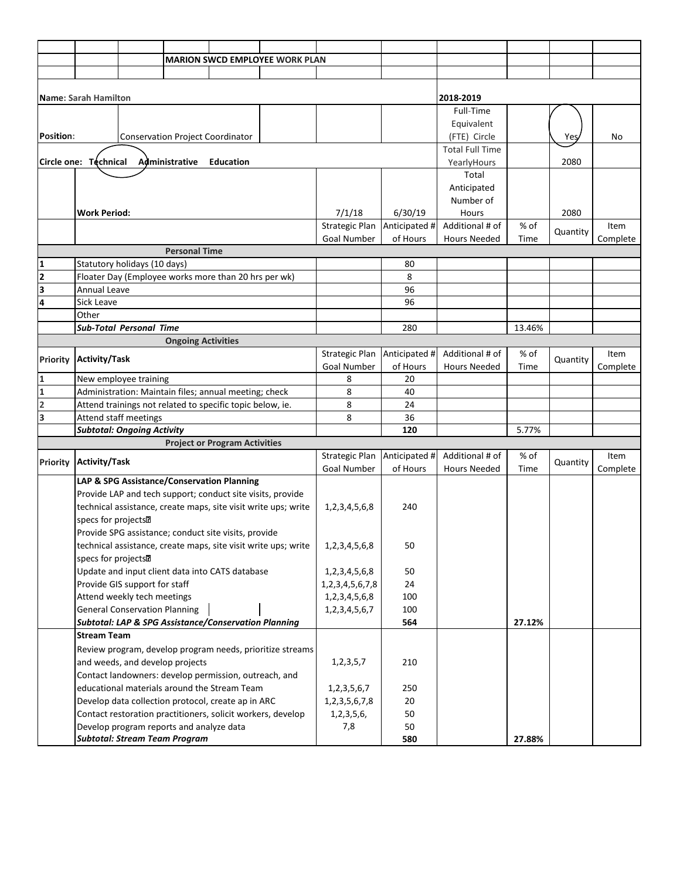## MARION SWCD EMPLOYEE WORK PLAN

**Name:** Sarah Hamilton — 2018-2019

**Position:** Conservation Project Coordinator

Full-Time Equivalent (FTE) Circle: Yes (circled) / No

**Circle one:** Technical (circled) / Administrative / Education

Total Full Time Yearly Hours: 2080

**Work Period:** 7/1/18 – 6/30/19 — Total Anticipated Number of Hours: 2080

| | | Strategic Plan Goal Number | Anticipated # of Hours | Additional # of Hours Needed | % of Time | Quantity | Item Complete |
|---|---|---|---|---|---|---|---|
| | **Personal Time** | | | | | | |
| 1 | Statutory holidays (10 days) | | 80 | | | | |
| 2 | Floater Day (Employee works more than 20 hrs per wk) | | 8 | | | | |
| 3 | Annual Leave | | 96 | | | | |
| 4 | Sick Leave | | 96 | | | | |
| | Other | | | | | | |
| | ***Sub-Total Personal Time*** | | 280 | | 13.46% | | |

| Priority | Activity/Task | Strategic Plan Goal Number | Anticipated # of Hours | Additional # of Hours Needed | % of Time | Quantity | Item Complete |
|---|---|---|---|---|---|---|---|
| | **Ongoing Activities** | | | | | | |
| 1 | New employee training | 8 | 20 | | | | |
| 1 | Administration: Maintain files; annual meeting; check | 8 | 40 | | | | |
| 2 | Attend trainings not related to specific topic below, ie. | 8 | 24 | | | | |
| 3 | Attend staff meetings | 8 | 36 | | | | |
| | ***Subtotal: Ongoing Activity*** | | **120** | | 5.77% | | |

| Priority | Activity/Task | Strategic Plan Goal Number | Anticipated # of Hours | Additional # of Hours Needed | % of Time | Quantity | Item Complete |
|---|---|---|---|---|---|---|---|
| | **Project or Program Activities** | | | | | | |
| | **LAP & SPG Assistance/Conservation Planning** | | | | | | |
| | Provide LAP and tech support; conduct site visits, provide technical assistance, create maps, site visit write ups; write specs for projects | 1,2,3,4,5,6,8 | 240 | | | | |
| | Provide SPG assistance; conduct site visits, provide technical assistance, create maps, site visit write ups; write specs for projects | 1,2,3,4,5,6,8 | 50 | | | | |
| | Update and input client data into CATS database | 1,2,3,4,5,6,8 | 50 | | | | |
| | Provide GIS support for staff | 1,2,3,4,5,6,7,8 | 24 | | | | |
| | Attend weekly tech meetings | 1,2,3,4,5,6,8 | 100 | | | | |
| | General Conservation Planning | 1,2,3,4,5,6,7 | 100 | | | | |
| | ***Subtotal: LAP & SPG Assistance/Conservation Planning*** | | **564** | | **27.12%** | | |
| | **Stream Team** | | | | | | |
| | Review program, develop program needs, prioritize streams and weeds, and develop projects | 1,2,3,5,7 | 210 | | | | |
| | Contact landowners: develop permission, outreach, and educational materials around the Stream Team | 1,2,3,5,6,7 | 250 | | | | |
| | Develop data collection protocol, create ap in ARC | 1,2,3,5,6,7,8 | 20 | | | | |
| | Contact restoration practitioners, solicit workers, develop | 1,2,3,5,6, | 50 | | | | |
| | Develop program reports and analyze data | 7,8 | 50 | | | | |
| | ***Subtotal: Stream Team Program*** | | **580** | | **27.88%** | | |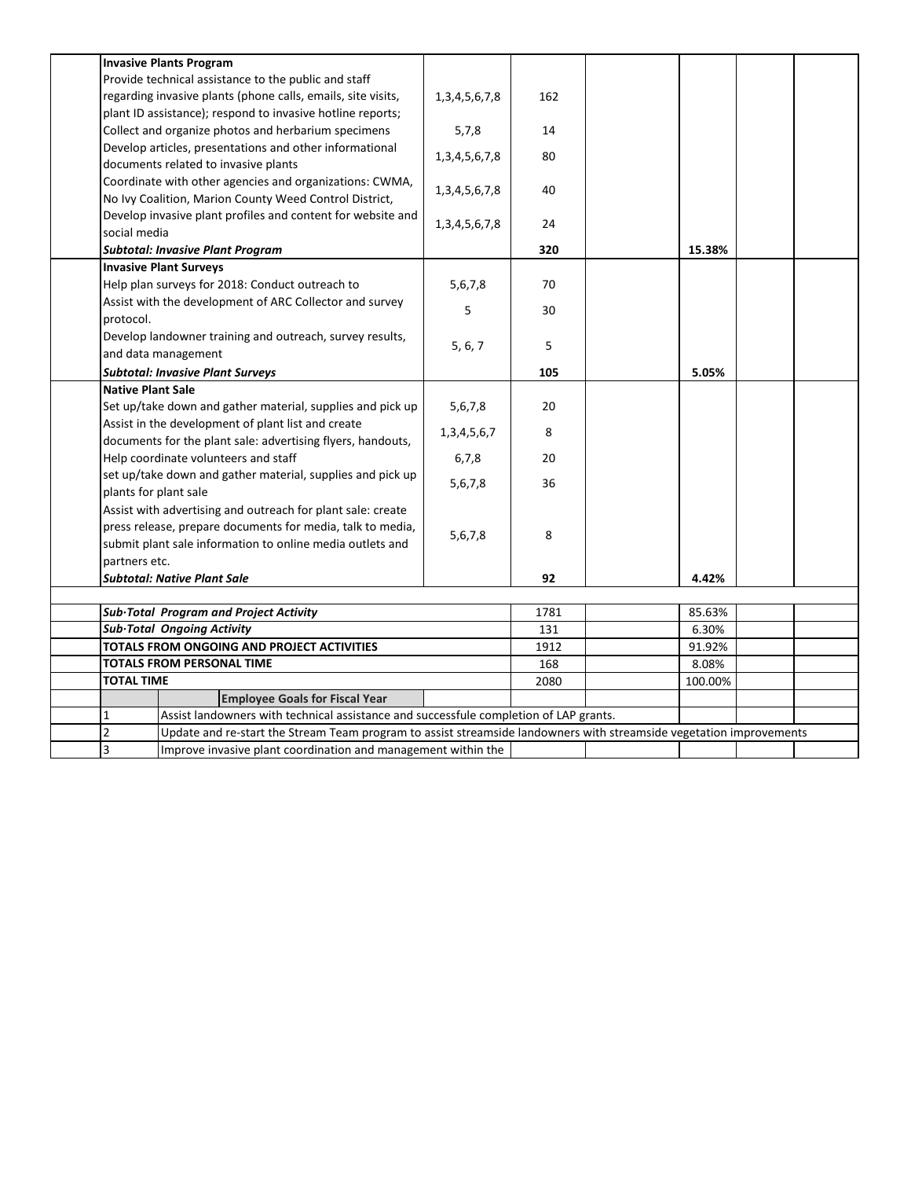| | | | | | | | |
|---|---|---|---|---|---|---|---|
| | **Invasive Plants Program** | | | | | | |
| | Provide technical assistance to the public and staff regarding invasive plants (phone calls, emails, site visits, plant ID assistance); respond to invasive hotline reports; | 1,3,4,5,6,7,8 | 162 | | | | |
| | Collect and organize photos and herbarium specimens | 5,7,8 | 14 | | | | |
| | Develop articles, presentations and other informational documents related to invasive plants | 1,3,4,5,6,7,8 | 80 | | | | |
| | Coordinate with other agencies and organizations: CWMA, No Ivy Coalition, Marion County Weed Control District, | 1,3,4,5,6,7,8 | 40 | | | | |
| | Develop invasive plant profiles and content for website and social media | 1,3,4,5,6,7,8 | 24 | | | | |
| | ***Subtotal: Invasive Plant Program*** | | **320** | | **15.38%** | | |
| | **Invasive Plant Surveys** | | | | | | |
| | Help plan surveys for 2018: Conduct outreach to | 5,6,7,8 | 70 | | | | |
| | Assist with the development of ARC Collector and survey protocol. | 5 | 30 | | | | |
| | Develop landowner training and outreach, survey results, and data management | 5, 6, 7 | 5 | | | | |
| | ***Subtotal: Invasive Plant Surveys*** | | **105** | | **5.05%** | | |
| | **Native Plant Sale** | | | | | | |
| | Set up/take down and gather material, supplies and pick up | 5,6,7,8 | 20 | | | | |
| | Assist in the development of plant list and create documents for the plant sale: advertising flyers, handouts, | 1,3,4,5,6,7 | 8 | | | | |
| | Help coordinate volunteers and staff | 6,7,8 | 20 | | | | |
| | set up/take down and gather material, supplies and pick up plants for plant sale | 5,6,7,8 | 36 | | | | |
| | Assist with advertising and outreach for plant sale: create press release, prepare documents for media, talk to media, submit plant sale information to online media outlets and partners etc. | 5,6,7,8 | 8 | | | | |
| | ***Subtotal: Native Plant Sale*** | | **92** | | **4.42%** | | |
| | | | | | | | |
| | ***Sub·Total Program and Project Activity*** | | 1781 | | 85.63% | | |
| | ***Sub·Total Ongoing Activity*** | | 131 | | 6.30% | | |
| | **TOTALS FROM ONGOING AND PROJECT ACTIVITIES** | | 1912 | | 91.92% | | |
| | **TOTALS FROM PERSONAL TIME** | | 168 | | 8.08% | | |
| | **TOTAL TIME** | | 2080 | | 100.00% | | |
| | | **Employee Goals for Fiscal Year** | | | | | |
| | 1 | Assist landowners with technical assistance and successful completion of LAP grants. | | | | | |
| | 2 | Update and re-start the Stream Team program to assist streamside landowners with streamside vegetation improvements | | | | | |
| | 3 | Improve invasive plant coordination and management within the | | | | | |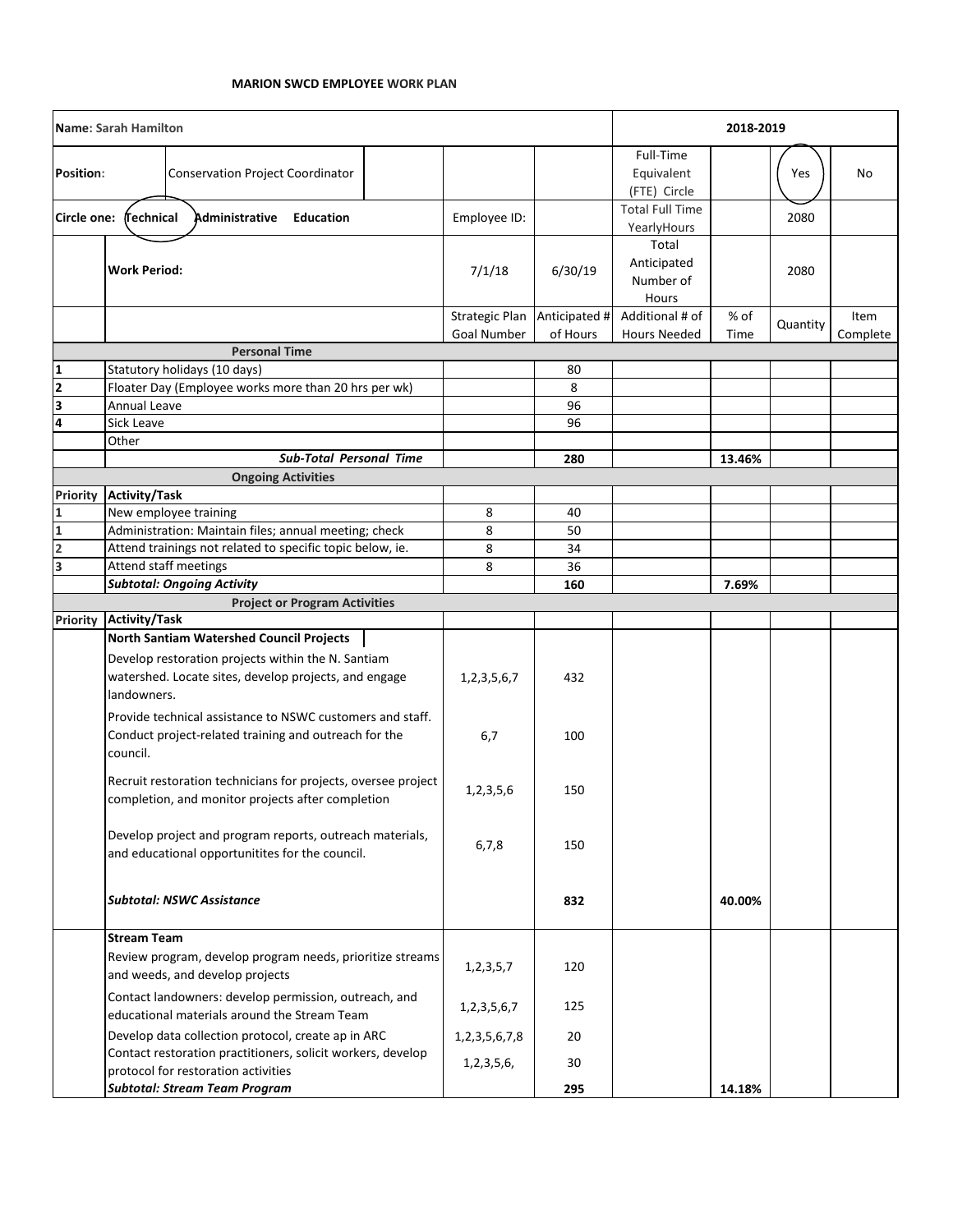**MARION SWCD EMPLOYEE WORK PLAN**

| Name: Sarah Hamilton | | | | | 2018-2019 | | | |
|---|---|---|---|---|---|---|---|---|
| Position: | Conservation Project Coordinator | | | | Full-Time Equivalent (FTE) Circle | | Yes (circled) | No |
| Circle one: Technical (circled) Administrative Education | | Employee ID: | | | Total Full Time YearlyHours | | 2080 | |
| | Work Period: | 7/1/18 | 6/30/19 | | Total Anticipated Number of Hours | | 2080 | |
| | | Strategic Plan Goal Number | Anticipated # of Hours | | Additional # of Hours Needed | % of Time | Quantity | Item Complete |
| **Personal Time** | | | | | | | | |
| 1 | Statutory holidays (10 days) | | 80 | | | | | |
| 2 | Floater Day (Employee works more than 20 hrs per wk) | | 8 | | | | | |
| 3 | Annual Leave | | 96 | | | | | |
| 4 | Sick Leave | | 96 | | | | | |
| | Other | | | | | | | |
| | ***Sub-Total Personal Time*** | | **280** | | | **13.46%** | | |
| **Ongoing Activities** | | | | | | | | |
| **Priority** | **Activity/Task** | | | | | | | |
| 1 | New employee training | 8 | 40 | | | | | |
| 1 | Administration: Maintain files; annual meeting; check | 8 | 50 | | | | | |
| 2 | Attend trainings not related to specific topic below, ie. | 8 | 34 | | | | | |
| 3 | Attend staff meetings | 8 | 36 | | | | | |
| | ***Subtotal: Ongoing Activity*** | | **160** | | | **7.69%** | | |
| **Project or Program Activities** | | | | | | | | |
| **Priority** | **Activity/Task** | | | | | | | |
| | **North Santiam Watershed Council Projects** | | | | | | | |
| | Develop restoration projects within the N. Santiam watershed. Locate sites, develop projects, and engage landowners. | 1,2,3,5,6,7 | 432 | | | | | |
| | Provide technical assistance to NSWC customers and staff. Conduct project-related training and outreach for the council. | 6,7 | 100 | | | | | |
| | Recruit restoration technicians for projects, oversee project completion, and monitor projects after completion | 1,2,3,5,6 | 150 | | | | | |
| | Develop project and program reports, outreach materials, and educational opportunitites for the council. | 6,7,8 | 150 | | | | | |
| | ***Subtotal: NSWC Assistance*** | | **832** | | | **40.00%** | | |
| | **Stream Team** | | | | | | | |
| | Review program, develop program needs, prioritize streams and weeds, and develop projects | 1,2,3,5,7 | 120 | | | | | |
| | Contact landowners: develop permission, outreach, and educational materials around the Stream Team | 1,2,3,5,6,7 | 125 | | | | | |
| | Develop data collection protocol, create ap in ARC | 1,2,3,5,6,7,8 | 20 | | | | | |
| | Contact restoration practitioners, solicit workers, develop protocol for restoration activities | 1,2,3,5,6, | 30 | | | | | |
| | ***Subtotal: Stream Team Program*** | | **295** | | | **14.18%** | | |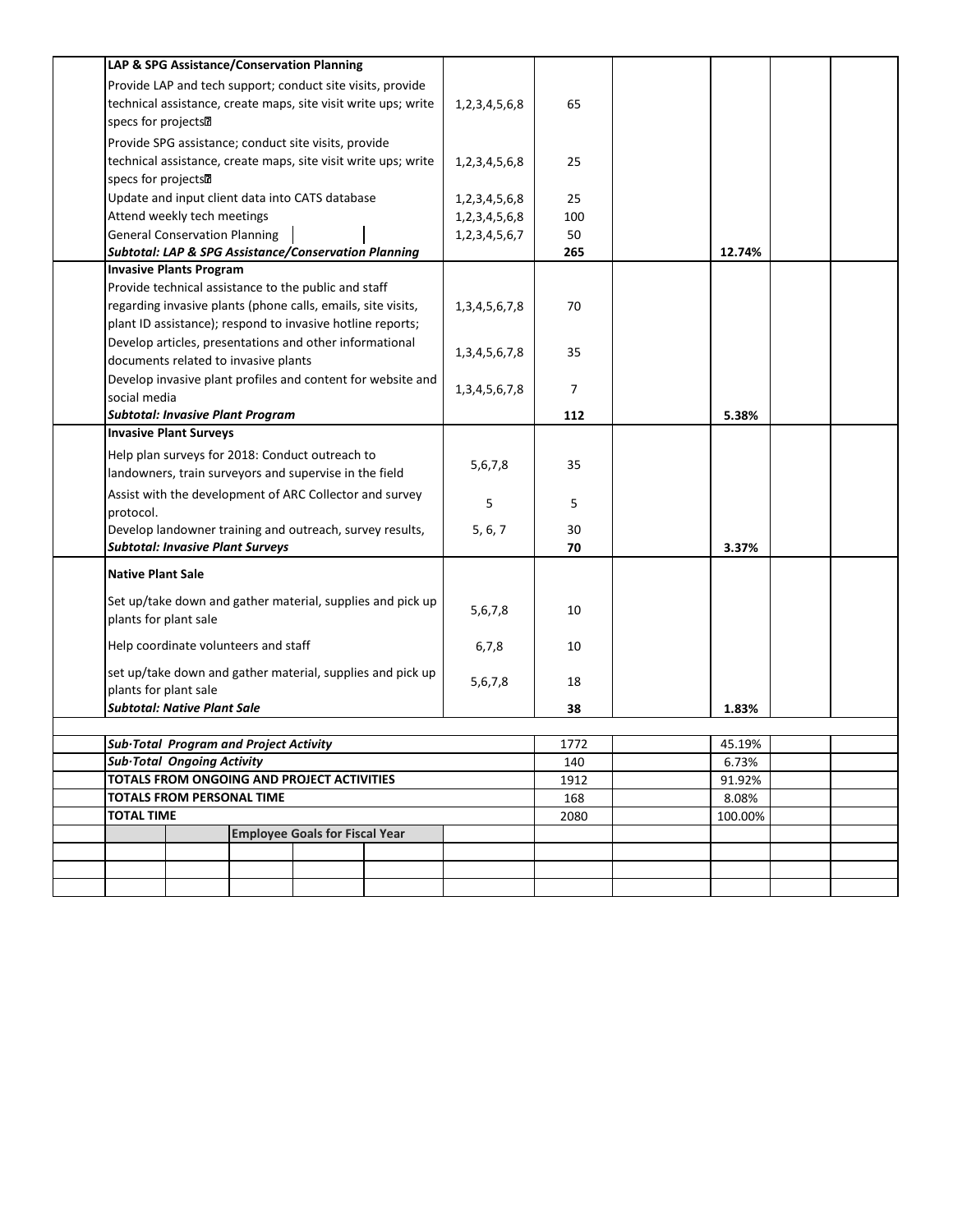| | Activity | Goals | Hours | | Percent | | |
|---|---|---|---|---|---|---|---|
| | **LAP & SPG Assistance/Conservation Planning** | | | | | | |
| | Provide LAP and tech support; conduct site visits, provide technical assistance, create maps, site visit write ups; write specs for projects | 1,2,3,4,5,6,8 | 65 | | | | |
| | Provide SPG assistance; conduct site visits, provide technical assistance, create maps, site visit write ups; write specs for projects | 1,2,3,4,5,6,8 | 25 | | | | |
| | Update and input client data into CATS database | 1,2,3,4,5,6,8 | 25 | | | | |
| | Attend weekly tech meetings | 1,2,3,4,5,6,8 | 100 | | | | |
| | General Conservation Planning | 1,2,3,4,5,6,7 | 50 | | | | |
| | ***Subtotal: LAP & SPG Assistance/Conservation Planning*** | | **265** | | **12.74%** | | |
| | **Invasive Plants Program** | | | | | | |
| | Provide technical assistance to the public and staff regarding invasive plants (phone calls, emails, site visits, plant ID assistance); respond to invasive hotline reports; | 1,3,4,5,6,7,8 | 70 | | | | |
| | Develop articles, presentations and other informational documents related to invasive plants | 1,3,4,5,6,7,8 | 35 | | | | |
| | Develop invasive plant profiles and content for website and social media | 1,3,4,5,6,7,8 | 7 | | | | |
| | ***Subtotal: Invasive Plant Program*** | | **112** | | **5.38%** | | |
| | **Invasive Plant Surveys** | | | | | | |
| | Help plan surveys for 2018: Conduct outreach to landowners, train surveyors and supervise in the field | 5,6,7,8 | 35 | | | | |
| | Assist with the development of ARC Collector and survey protocol. | 5 | 5 | | | | |
| | Develop landowner training and outreach, survey results, | 5, 6, 7 | 30 | | | | |
| | ***Subtotal: Invasive Plant Surveys*** | | **70** | | **3.37%** | | |
| | **Native Plant Sale** | | | | | | |
| | Set up/take down and gather material, supplies and pick up plants for plant sale | 5,6,7,8 | 10 | | | | |
| | Help coordinate volunteers and staff | 6,7,8 | 10 | | | | |
| | set up/take down and gather material, supplies and pick up plants for plant sale | 5,6,7,8 | 18 | | | | |
| | ***Subtotal: Native Plant Sale*** | | **38** | | **1.83%** | | |
| | | | | | | | |
| | ***Sub·Total Program and Project Activity*** | | 1772 | | 45.19% | | |
| | ***Sub·Total Ongoing Activity*** | | 140 | | 6.73% | | |
| | **TOTALS FROM ONGOING AND PROJECT ACTIVITIES** | | 1912 | | 91.92% | | |
| | **TOTALS FROM PERSONAL TIME** | | 168 | | 8.08% | | |
| | **TOTAL TIME** | | 2080 | | 100.00% | | |
| | **Employee Goals for Fiscal Year** | | | | | | |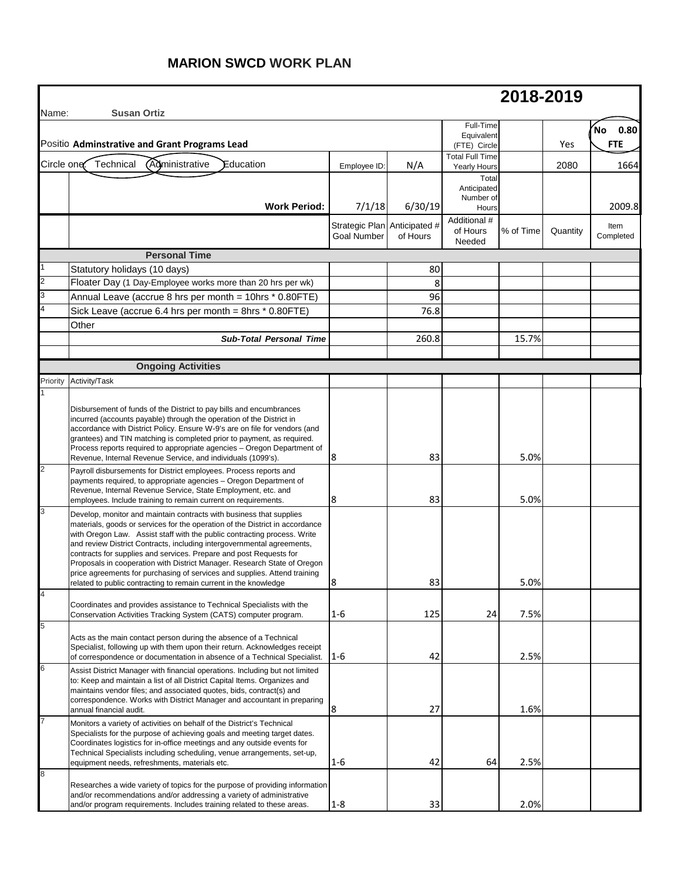# MARION SWCD WORK PLAN

## 2018-2019

Name: **Susan Ortiz**

Positio **Adminstrative and Grant Programs Lead**

Circle one: Technical (Administrative) Education

| | | | | Full-Time Equivalent (FTE) Circle | | Yes | No 0.80 FTE |
|---|---|---|---|---|---|---|---|
| | | Employee ID: | N/A | Total Full Time Yearly Hours | | 2080 | 1664 |
| | **Work Period:** | 7/1/18 | 6/30/19 | Total Anticipated Number of Hours | | | 2009.8 |
| | | Strategic Plan Goal Number | Anticipated # of Hours | Additional # of Hours Needed | % of Time | Quantity | Item Completed |
| | **Personal Time** | | | | | | |
| 1 | Statutory holidays (10 days) | | 80 | | | | |
| 2 | Floater Day (1 Day-Employee works more than 20 hrs per wk) | | 8 | | | | |
| 3 | Annual Leave (accrue 8 hrs per month = 10hrs * 0.80FTE) | | 96 | | | | |
| 4 | Sick Leave (accrue 6.4 hrs per month = 8hrs * 0.80FTE) | | 76.8 | | | | |
| | Other | | | | | | |
| | ***Sub-Total Personal Time*** | | 260.8 | | 15.7% | | |
| | | | | | | | |
| | **Ongoing Activities** | | | | | | |
| Priority | Activity/Task | | | | | | |
| 1 | Disbursement of funds of the District to pay bills and encumbrances incurred (accounts payable) through the operation of the District in accordance with District Policy. Ensure W-9's are on file for vendors (and grantees) and TIN matching is completed prior to payment, as required. Process reports required to appropriate agencies – Oregon Department of Revenue, Internal Revenue Service, and individuals (1099's). | 8 | 83 | | 5.0% | | |
| 2 | Payroll disbursements for District employees. Process reports and payments required, to appropriate agencies – Oregon Department of Revenue, Internal Revenue Service, State Employment, etc. and employees. Include training to remain current on requirements. | 8 | 83 | | 5.0% | | |
| 3 | Develop, monitor and maintain contracts with business that supplies materials, goods or services for the operation of the District in accordance with Oregon Law. Assist staff with the public contracting process. Write and review District Contracts, including intergovernmental agreements, contracts for supplies and services. Prepare and post Requests for Proposals in cooperation with District Manager. Research State of Oregon price agreements for purchasing of services and supplies. Attend training related to public contracting to remain current in the knowledge | 8 | 83 | | 5.0% | | |
| 4 | Coordinates and provides assistance to Technical Specialists with the Conservation Activities Tracking System (CATS) computer program. | 1-6 | 125 | 24 | 7.5% | | |
| 5 | Acts as the main contact person during the absence of a Technical Specialist, following up with them upon their return. Acknowledges receipt of correspondence or documentation in absence of a Technical Specialist. | 1-6 | 42 | | 2.5% | | |
| 6 | Assist District Manager with financial operations. Including but not limited to: Keep and maintain a list of all District Capital Items. Organizes and maintains vendor files; and associated quotes, bids, contract(s) and correspondence. Works with District Manager and accountant in preparing annual financial audit. | 8 | 27 | | 1.6% | | |
| 7 | Monitors a variety of activities on behalf of the District's Technical Specialists for the purpose of achieving goals and meeting target dates. Coordinates logistics for in-office meetings and any outside events for Technical Specialists including scheduling, venue arrangements, set-up, equipment needs, refreshments, materials etc. | 1-6 | 42 | 64 | 2.5% | | |
| 8 | Researches a wide variety of topics for the purpose of providing information and/or recommendations and/or addressing a variety of administrative and/or program requirements. Includes training related to these areas. | 1-8 | 33 | | 2.0% | | |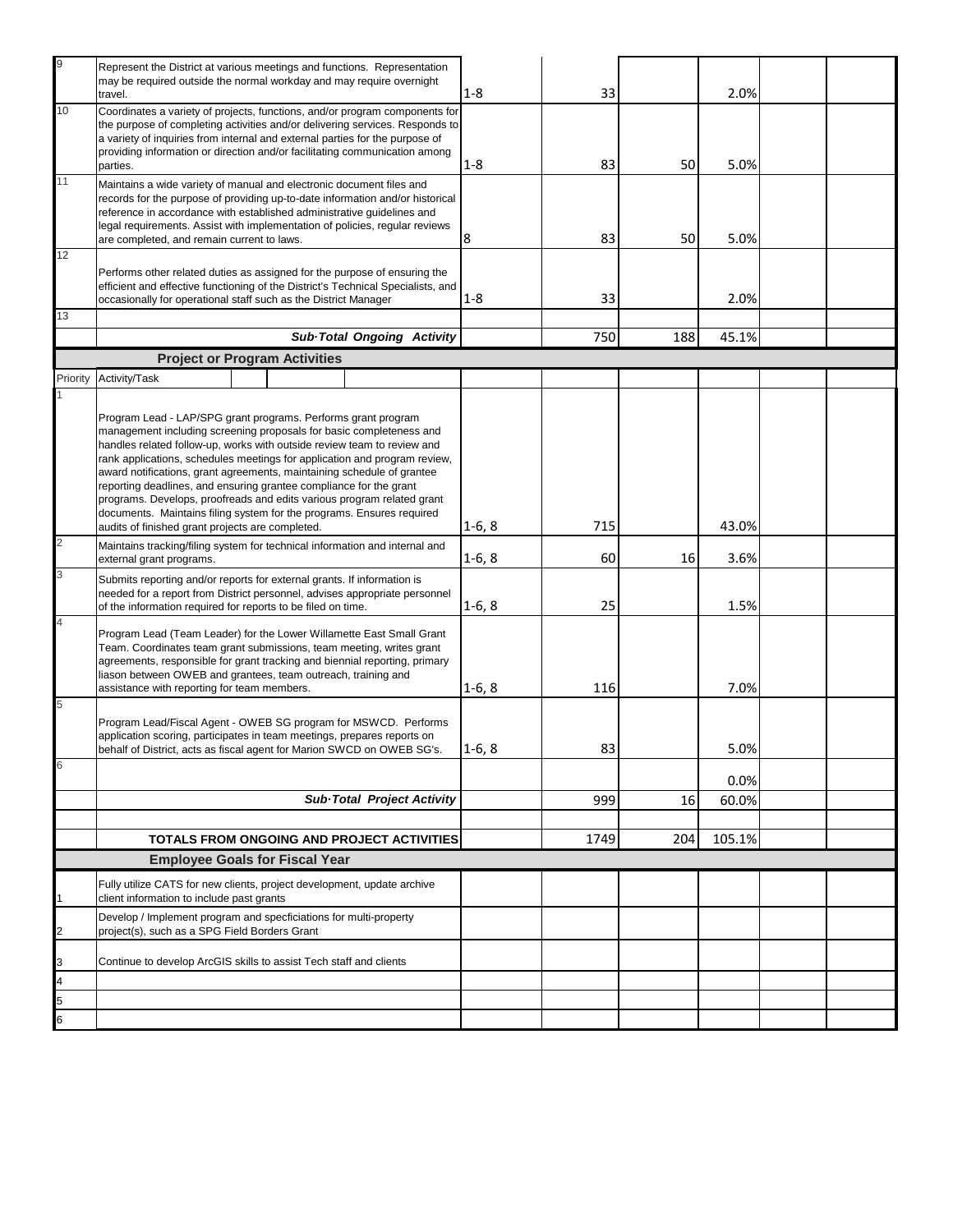| | | | | | | | |
|---|---|---|---|---|---|---|---|
| 9 | Represent the District at various meetings and functions. Representation may be required outside the normal workday and may require overnight travel. | 1-8 | 33 | | 2.0% | | |
| 10 | Coordinates a variety of projects, functions, and/or program components for the purpose of completing activities and/or delivering services. Responds to a variety of inquiries from internal and external parties for the purpose of providing information or direction and/or facilitating communication among parties. | 1-8 | 83 | 50 | 5.0% | | |
| 11 | Maintains a wide variety of manual and electronic document files and records for the purpose of providing up-to-date information and/or historical reference in accordance with established administrative guidelines and legal requirements. Assist with implementation of policies, regular reviews are completed, and remain current to laws. | 8 | 83 | 50 | 5.0% | | |
| 12 | Performs other related duties as assigned for the purpose of ensuring the efficient and effective functioning of the District's Technical Specialists, and occasionally for operational staff such as the District Manager | 1-8 | 33 | | 2.0% | | |
| 13 | | | | | | | |
| | ***Sub·Total Ongoing Activity*** | | 750 | 188 | 45.1% | | |

**Project or Program Activities**

| Priority | Activity/Task | | | | | | |
|---|---|---|---|---|---|---|---|
| 1 | Program Lead - LAP/SPG grant programs. Performs grant program management including screening proposals for basic completeness and handles related follow-up, works with outside review team to review and rank applications, schedules meetings for application and program review, award notifications, grant agreements, maintaining schedule of grantee reporting deadlines, and ensuring grantee compliance for the grant programs. Develops, proofreads and edits various program related grant documents. Maintains filing system for the programs. Ensures required audits of finished grant projects are completed. | 1-6, 8 | 715 | | 43.0% | | |
| 2 | Maintains tracking/filing system for technical information and internal and external grant programs. | 1-6, 8 | 60 | 16 | 3.6% | | |
| 3 | Submits reporting and/or reports for external grants. If information is needed for a report from District personnel, advises appropriate personnel of the information required for reports to be filed on time. | 1-6, 8 | 25 | | 1.5% | | |
| 4 | Program Lead (Team Leader) for the Lower Willamette East Small Grant Team. Coordinates team grant submissions, team meeting, writes grant agreements, responsible for grant tracking and biennial reporting, primary liason between OWEB and grantees, team outreach, training and assistance with reporting for team members. | 1-6, 8 | 116 | | 7.0% | | |
| 5 | Program Lead/Fiscal Agent - OWEB SG program for MSWCD. Performs application scoring, participates in team meetings, prepares reports on behalf of District, acts as fiscal agent for Marion SWCD on OWEB SG's. | 1-6, 8 | 83 | | 5.0% | | |
| 6 | | | | | 0.0% | | |
| | ***Sub·Total Project Activity*** | | 999 | 16 | 60.0% | | |
| | | | | | | | |
| | **TOTALS FROM ONGOING AND PROJECT ACTIVITIES** | | 1749 | 204 | 105.1% | | |

**Employee Goals for Fiscal Year**

| | | | | | | | |
|---|---|---|---|---|---|---|---|
| 1 | Fully utilize CATS for new clients, project development, update archive client information to include past grants | | | | | | |
| 2 | Develop / Implement program and specficiations for multi-property project(s), such as a SPG Field Borders Grant | | | | | | |
| 3 | Continue to develop ArcGIS skills to assist Tech staff and clients | | | | | | |
| 4 | | | | | | | |
| 5 | | | | | | | |
| 6 | | | | | | | |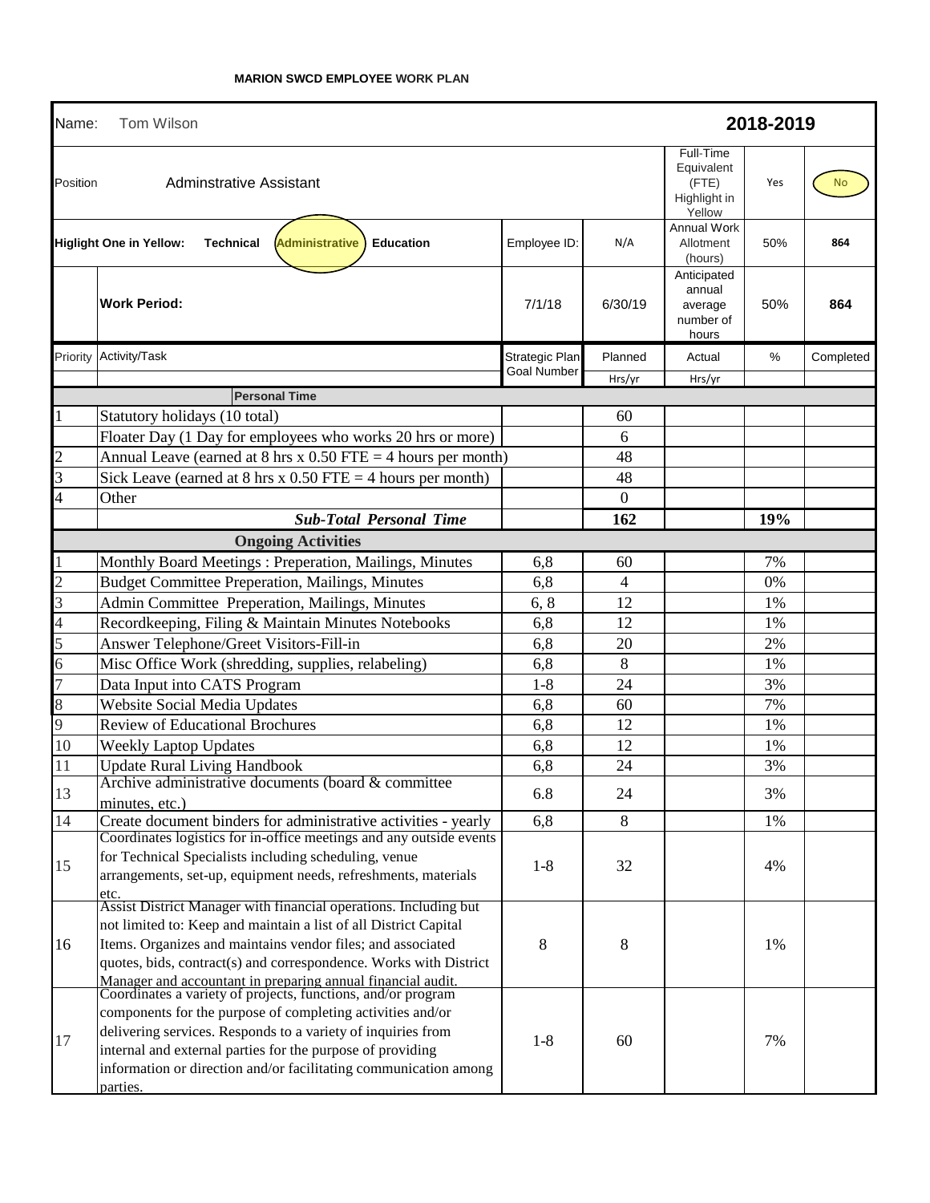**MARION SWCD EMPLOYEE WORK PLAN**

| Name: | Tom Wilson | | | | **2018-2019** | |
|---|---|---|---|---|---|---|
| Position | Adminstrative Assistant | | | Full-Time Equivalent (FTE) Highlight in Yellow | Yes | No |
| **Higlight One in Yellow:** **Technical** **Administrative** **Education** | | Employee ID: | N/A | Annual Work Allotment (hours) | 50% | **864** |
| | **Work Period:** | 7/1/18 | 6/30/19 | Anticipated annual average number of hours | 50% | **864** |
| Priority | Activity/Task | Strategic Plan Goal Number | Planned Hrs/yr | Actual Hrs/yr | % | Completed |
| | **Personal Time** | | | | | |
| 1 | Statutory holidays (10 total) | | 60 | | | |
| | Floater Day (1 Day for employees who works 20 hrs or more) | | 6 | | | |
| 2 | Annual Leave (earned at 8 hrs x 0.50 FTE = 4 hours per month) | | 48 | | | |
| 3 | Sick Leave (earned at 8 hrs x 0.50 FTE = 4 hours per month) | | 48 | | | |
| 4 | Other | | 0 | | | |
| | ***Sub-Total Personal Time*** | | **162** | | **19%** | |
| | **Ongoing Activities** | | | | | |
| 1 | Monthly Board Meetings : Preperation, Mailings, Minutes | 6,8 | 60 | | 7% | |
| 2 | Budget Committee Preperation, Mailings, Minutes | 6,8 | 4 | | 0% | |
| 3 | Admin Committee Preperation, Mailings, Minutes | 6, 8 | 12 | | 1% | |
| 4 | Recordkeeping, Filing & Maintain Minutes Notebooks | 6,8 | 12 | | 1% | |
| 5 | Answer Telephone/Greet Visitors-Fill-in | 6,8 | 20 | | 2% | |
| 6 | Misc Office Work (shredding, supplies, relabeling) | 6,8 | 8 | | 1% | |
| 7 | Data Input into CATS Program | 1-8 | 24 | | 3% | |
| 8 | Website Social Media Updates | 6,8 | 60 | | 7% | |
| 9 | Review of Educational Brochures | 6,8 | 12 | | 1% | |
| 10 | Weekly Laptop Updates | 6,8 | 12 | | 1% | |
| 11 | Update Rural Living Handbook | 6,8 | 24 | | 3% | |
| 13 | Archive administrative documents (board & committee minutes, etc.) | 6.8 | 24 | | 3% | |
| 14 | Create document binders for administrative activities - yearly | 6,8 | 8 | | 1% | |
| 15 | Coordinates logistics for in-office meetings and any outside events for Technical Specialists including scheduling, venue arrangements, set-up, equipment needs, refreshments, materials etc. | 1-8 | 32 | | 4% | |
| 16 | Assist District Manager with financial operations. Including but not limited to: Keep and maintain a list of all District Capital Items. Organizes and maintains vendor files; and associated quotes, bids, contract(s) and correspondence. Works with District Manager and accountant in preparing annual financial audit. | 8 | 8 | | 1% | |
| 17 | Coordinates a variety of projects, functions, and/or program components for the purpose of completing activities and/or delivering services. Responds to a variety of inquiries from internal and external parties for the purpose of providing information or direction and/or facilitating communication among parties. | 1-8 | 60 | | 7% | |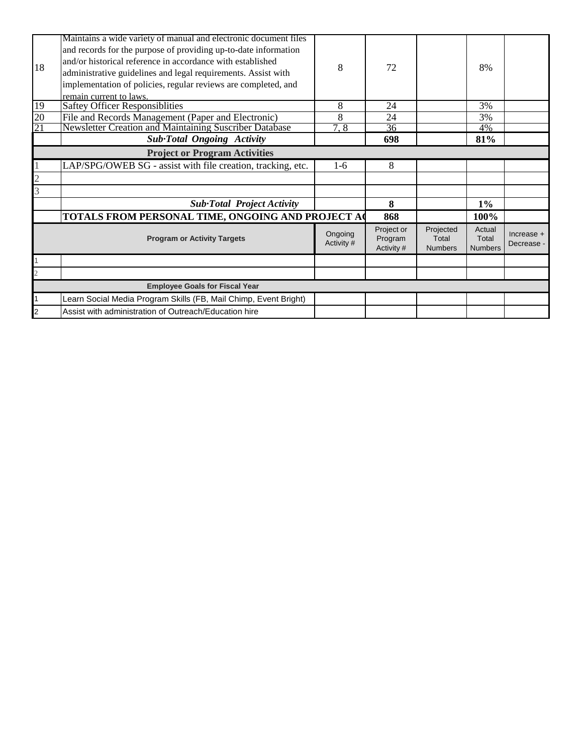| | | | | | | |
|---|---|---|---|---|---|---|
| 18 | Maintains a wide variety of manual and electronic document files and records for the purpose of providing up-to-date information and/or historical reference in accordance with established administrative guidelines and legal requirements. Assist with implementation of policies, regular reviews are completed, and remain current to laws. | 8 | 72 | | 8% | |
| 19 | Saftey Officer Responsiblities | 8 | 24 | | 3% | |
| 20 | File and Records Management (Paper and Electronic) | 8 | 24 | | 3% | |
| 21 | Newsletter Creation and Maintaining Suscriber Database | 7, 8 | 36 | | 4% | |
| | ***Sub·Total Ongoing Activity*** | | **698** | | **81%** | |
| | **Project or Program Activities** | | | | | |
| 1 | LAP/SPG/OWEB SG - assist with file creation, tracking, etc. | 1-6 | 8 | | | |
| 2 | | | | | | |
| 3 | | | | | | |
| | ***Sub·Total Project Activity*** | | **8** | | **1%** | |
| | **TOTALS FROM PERSONAL TIME, ONGOING AND PROJECT A(** | | **868** | | **100%** | |
| | **Program or Activity Targets** | Ongoing Activity # | Project or Program Activity # | Projected Total Numbers | Actual Total Numbers | Increase + Decrease - |
| 1 | | | | | | |
| 2 | | | | | | |
| | **Employee Goals for Fiscal Year** | | | | | |
| 1 | Learn Social Media Program Skills (FB, Mail Chimp, Event Bright) | | | | | |
| 2 | Assist with administration of Outreach/Education hire | | | | | |